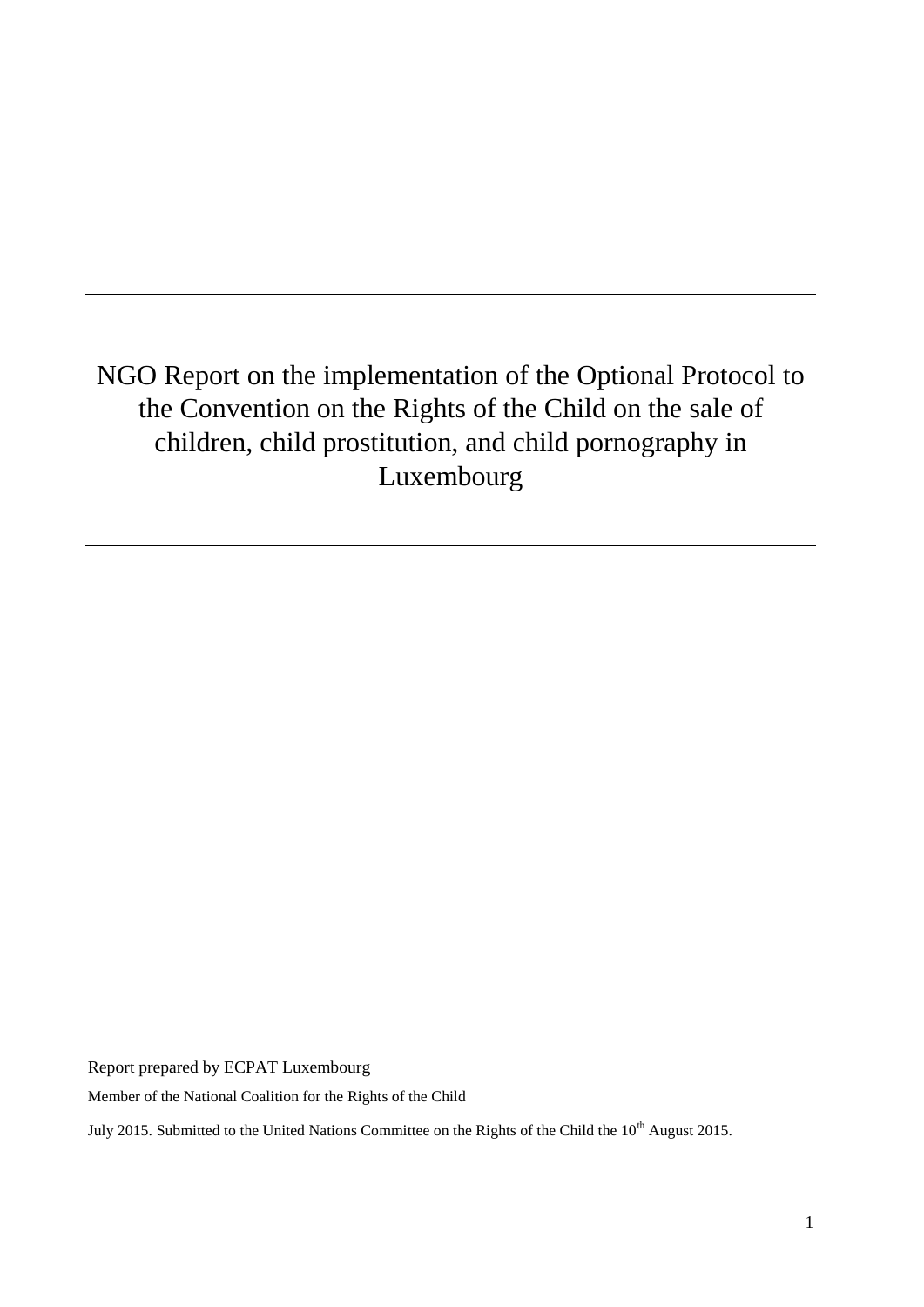# NGO Report on the implementation of the Optional Protocol to the Convention on the Rights of the Child on the sale of children, child prostitution, and child pornography in Luxembourg

Report prepared by ECPAT Luxembourg

Member of the National Coalition for the Rights of the Child

July 2015. Submitted to the United Nations Committee on the Rights of the Child the 10th August 2015.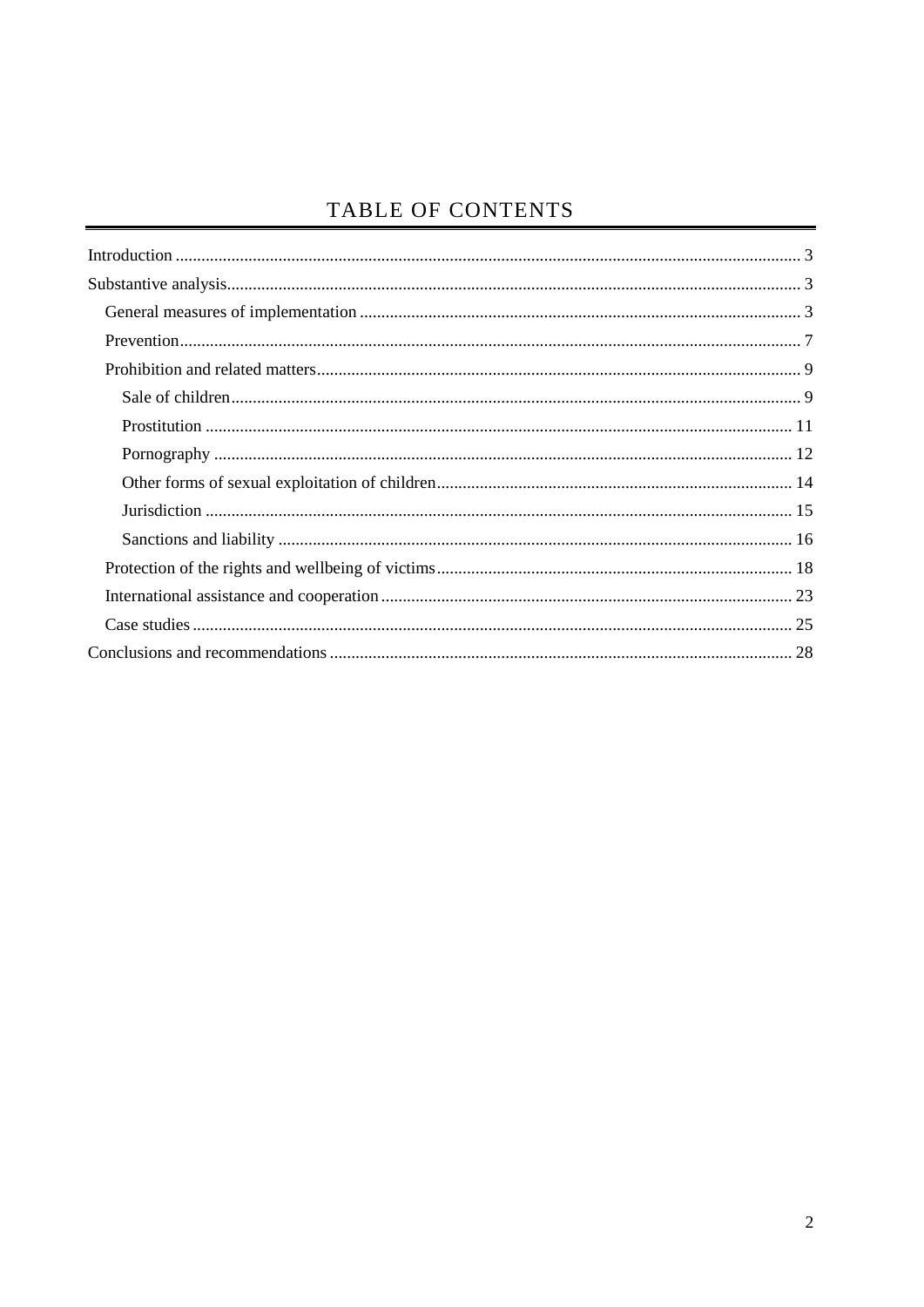# TABLE OF CONTENTS

- Introduction ........ 3
- Substantive analysis ........ 3
  - General measures of implementation ........ 3
  - Prevention ........ 7
  - Prohibition and related matters ........ 9
    - Sale of children ........ 9
    - Prostitution ........ 11
    - Pornography ........ 12
    - Other forms of sexual exploitation of children ........ 14
    - Jurisdiction ........ 15
    - Sanctions and liability ........ 16
  - Protection of the rights and wellbeing of victims ........ 18
  - International assistance and cooperation ........ 23
  - Case studies ........ 25
- Conclusions and recommendations ........ 28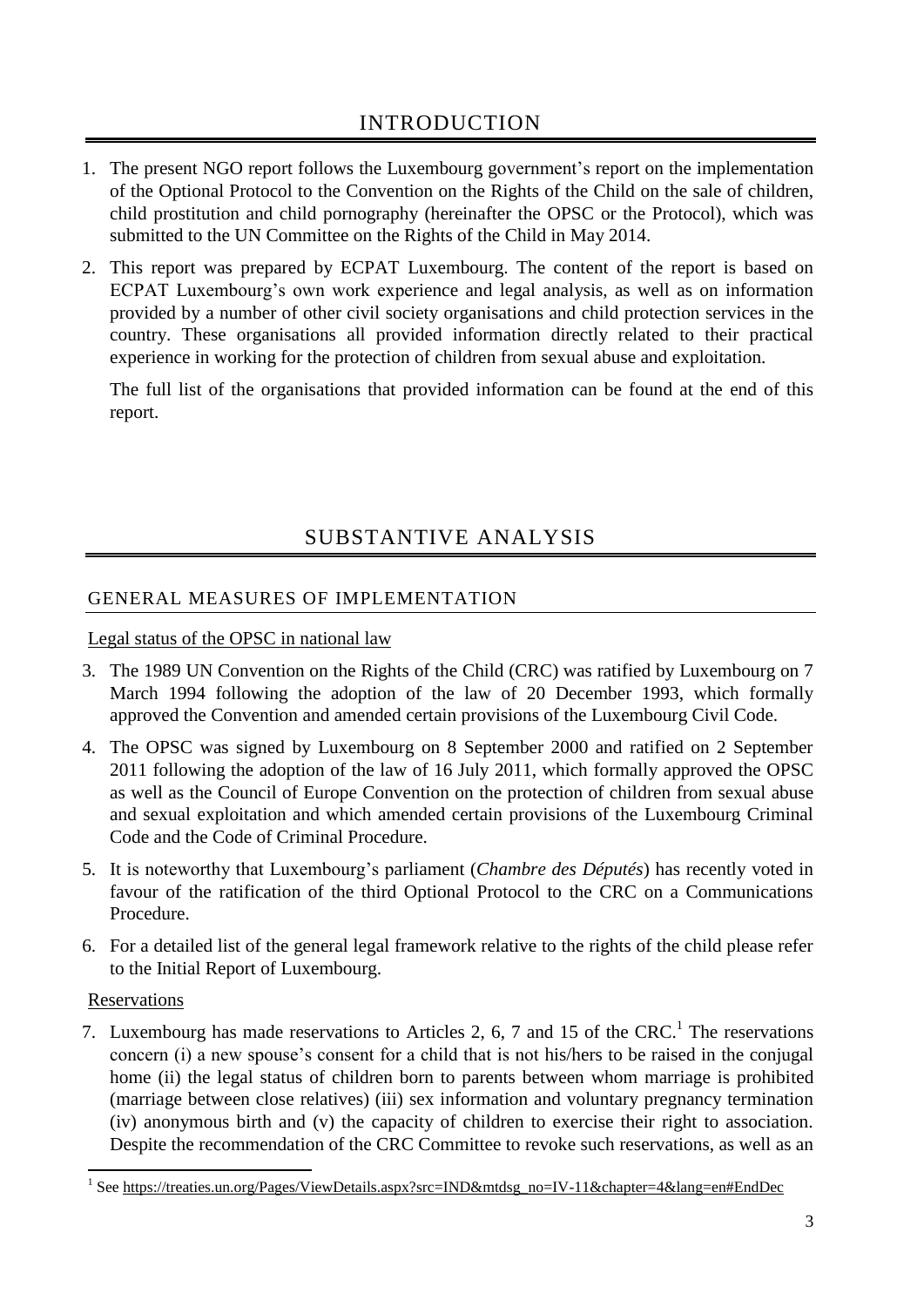# INTRODUCTION

1. The present NGO report follows the Luxembourg government's report on the implementation of the Optional Protocol to the Convention on the Rights of the Child on the sale of children, child prostitution and child pornography (hereinafter the OPSC or the Protocol), which was submitted to the UN Committee on the Rights of the Child in May 2014.

2. This report was prepared by ECPAT Luxembourg. The content of the report is based on ECPAT Luxembourg's own work experience and legal analysis, as well as on information provided by a number of other civil society organisations and child protection services in the country. These organisations all provided information directly related to their practical experience in working for the protection of children from sexual abuse and exploitation.

   The full list of the organisations that provided information can be found at the end of this report.

# SUBSTANTIVE ANALYSIS

## GENERAL MEASURES OF IMPLEMENTATION

### Legal status of the OPSC in national law

3. The 1989 UN Convention on the Rights of the Child (CRC) was ratified by Luxembourg on 7 March 1994 following the adoption of the law of 20 December 1993, which formally approved the Convention and amended certain provisions of the Luxembourg Civil Code.

4. The OPSC was signed by Luxembourg on 8 September 2000 and ratified on 2 September 2011 following the adoption of the law of 16 July 2011, which formally approved the OPSC as well as the Council of Europe Convention on the protection of children from sexual abuse and sexual exploitation and which amended certain provisions of the Luxembourg Criminal Code and the Code of Criminal Procedure.

5. It is noteworthy that Luxembourg's parliament (*Chambre des Députés*) has recently voted in favour of the ratification of the third Optional Protocol to the CRC on a Communications Procedure.

6. For a detailed list of the general legal framework relative to the rights of the child please refer to the Initial Report of Luxembourg.

### Reservations

7. Luxembourg has made reservations to Articles 2, 6, 7 and 15 of the CRC.[1] The reservations concern (i) a new spouse's consent for a child that is not his/hers to be raised in the conjugal home (ii) the legal status of children born to parents between whom marriage is prohibited (marriage between close relatives) (iii) sex information and voluntary pregnancy termination (iv) anonymous birth and (v) the capacity of children to exercise their right to association. Despite the recommendation of the CRC Committee to revoke such reservations, as well as an

---

[1] See https://treaties.un.org/Pages/ViewDetails.aspx?src=IND&mtdsg_no=IV-11&chapter=4&lang=en#EndDec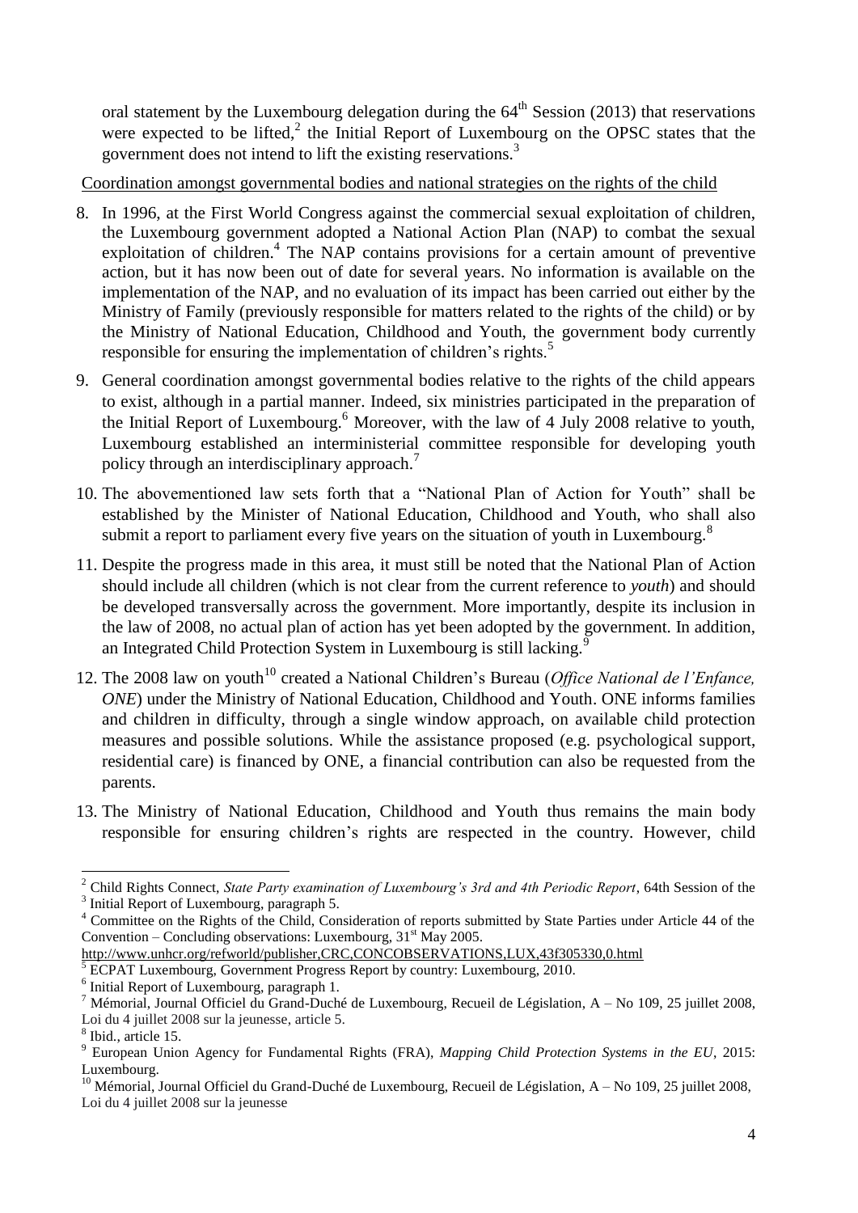oral statement by the Luxembourg delegation during the 64th Session (2013) that reservations were expected to be lifted,[2] the Initial Report of Luxembourg on the OPSC states that the government does not intend to lift the existing reservations.[3]

Coordination amongst governmental bodies and national strategies on the rights of the child

8. In 1996, at the First World Congress against the commercial sexual exploitation of children, the Luxembourg government adopted a National Action Plan (NAP) to combat the sexual exploitation of children.[4] The NAP contains provisions for a certain amount of preventive action, but it has now been out of date for several years. No information is available on the implementation of the NAP, and no evaluation of its impact has been carried out either by the Ministry of Family (previously responsible for matters related to the rights of the child) or by the Ministry of National Education, Childhood and Youth, the government body currently responsible for ensuring the implementation of children's rights.[5]

9. General coordination amongst governmental bodies relative to the rights of the child appears to exist, although in a partial manner. Indeed, six ministries participated in the preparation of the Initial Report of Luxembourg.[6] Moreover, with the law of 4 July 2008 relative to youth, Luxembourg established an interministerial committee responsible for developing youth policy through an interdisciplinary approach.[7]

10. The abovementioned law sets forth that a "National Plan of Action for Youth" shall be established by the Minister of National Education, Childhood and Youth, who shall also submit a report to parliament every five years on the situation of youth in Luxembourg.[8]

11. Despite the progress made in this area, it must still be noted that the National Plan of Action should include all children (which is not clear from the current reference to *youth*) and should be developed transversally across the government. More importantly, despite its inclusion in the law of 2008, no actual plan of action has yet been adopted by the government. In addition, an Integrated Child Protection System in Luxembourg is still lacking.[9]

12. The 2008 law on youth[10] created a National Children's Bureau (*Office National de l'Enfance, ONE*) under the Ministry of National Education, Childhood and Youth. ONE informs families and children in difficulty, through a single window approach, on available child protection measures and possible solutions. While the assistance proposed (e.g. psychological support, residential care) is financed by ONE, a financial contribution can also be requested from the parents.

13. The Ministry of National Education, Childhood and Youth thus remains the main body responsible for ensuring children's rights are respected in the country. However, child

---

[2] Child Rights Connect, *State Party examination of Luxembourg's 3rd and 4th Periodic Report*, 64th Session of the

[3] Initial Report of Luxembourg, paragraph 5.

[4] Committee on the Rights of the Child, Consideration of reports submitted by State Parties under Article 44 of the Convention – Concluding observations: Luxembourg, 31st May 2005. http://www.unhcr.org/refworld/publisher,CRC,CONCOBSERVATIONS,LUX,43f305330,0.html

[5] ECPAT Luxembourg, Government Progress Report by country: Luxembourg, 2010.

[6] Initial Report of Luxembourg, paragraph 1.

[7] Mémorial, Journal Officiel du Grand-Duché de Luxembourg, Recueil de Législation, A – No 109, 25 juillet 2008, Loi du 4 juillet 2008 sur la jeunesse, article 5.

[8] Ibid., article 15.

[9] European Union Agency for Fundamental Rights (FRA), *Mapping Child Protection Systems in the EU*, 2015: Luxembourg.

[10] Mémorial, Journal Officiel du Grand-Duché de Luxembourg, Recueil de Législation, A – No 109, 25 juillet 2008, Loi du 4 juillet 2008 sur la jeunesse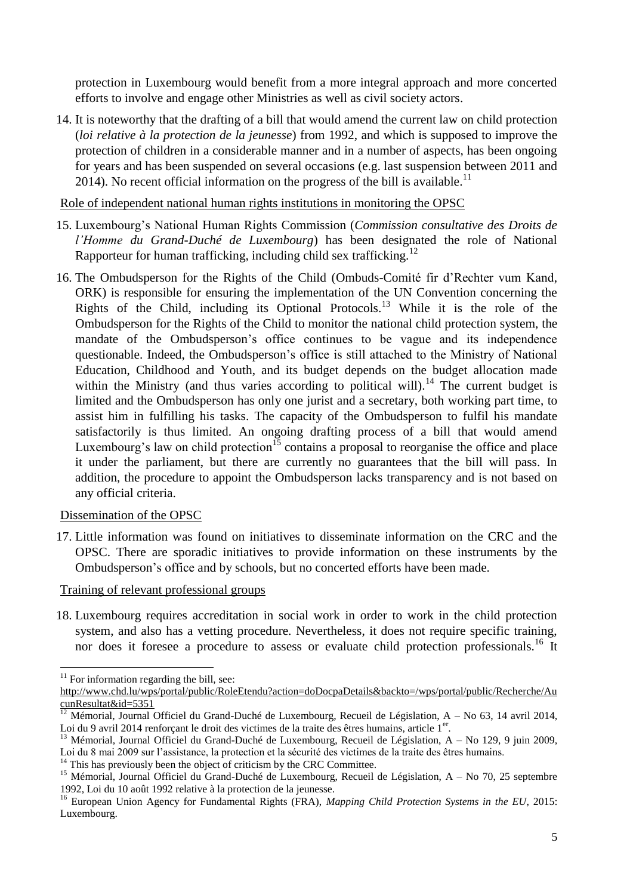protection in Luxembourg would benefit from a more integral approach and more concerted efforts to involve and engage other Ministries as well as civil society actors.

14. It is noteworthy that the drafting of a bill that would amend the current law on child protection (*loi relative à la protection de la jeunesse*) from 1992, and which is supposed to improve the protection of children in a considerable manner and in a number of aspects, has been ongoing for years and has been suspended on several occasions (e.g. last suspension between 2011 and 2014). No recent official information on the progress of the bill is available.[11]

Role of independent national human rights institutions in monitoring the OPSC

15. Luxembourg's National Human Rights Commission (*Commission consultative des Droits de l'Homme du Grand-Duché de Luxembourg*) has been designated the role of National Rapporteur for human trafficking, including child sex trafficking.[12]

16. The Ombudsperson for the Rights of the Child (Ombuds-Comité fir d'Rechter vum Kand, ORK) is responsible for ensuring the implementation of the UN Convention concerning the Rights of the Child, including its Optional Protocols.[13] While it is the role of the Ombudsperson for the Rights of the Child to monitor the national child protection system, the mandate of the Ombudsperson's office continues to be vague and its independence questionable. Indeed, the Ombudsperson's office is still attached to the Ministry of National Education, Childhood and Youth, and its budget depends on the budget allocation made within the Ministry (and thus varies according to political will).[14] The current budget is limited and the Ombudsperson has only one jurist and a secretary, both working part time, to assist him in fulfilling his tasks. The capacity of the Ombudsperson to fulfil his mandate satisfactorily is thus limited. An ongoing drafting process of a bill that would amend Luxembourg's law on child protection[15] contains a proposal to reorganise the office and place it under the parliament, but there are currently no guarantees that the bill will pass. In addition, the procedure to appoint the Ombudsperson lacks transparency and is not based on any official criteria.

Dissemination of the OPSC

17. Little information was found on initiatives to disseminate information on the CRC and the OPSC. There are sporadic initiatives to provide information on these instruments by the Ombudsperson's office and by schools, but no concerted efforts have been made.

Training of relevant professional groups

18. Luxembourg requires accreditation in social work in order to work in the child protection system, and also has a vetting procedure. Nevertheless, it does not require specific training, nor does it foresee a procedure to assess or evaluate child protection professionals.[16] It

---

[11] For information regarding the bill, see: http://www.chd.lu/wps/portal/public/RoleEtendu?action=doDocpaDetails&backto=/wps/portal/public/Recherche/AucunResultat&id=5351

[12] Mémorial, Journal Officiel du Grand-Duché de Luxembourg, Recueil de Législation, A – No 63, 14 avril 2014, Loi du 9 avril 2014 renforçant le droit des victimes de la traite des êtres humains, article 1er.

[13] Mémorial, Journal Officiel du Grand-Duché de Luxembourg, Recueil de Législation, A – No 129, 9 juin 2009, Loi du 8 mai 2009 sur l'assistance, la protection et la sécurité des victimes de la traite des êtres humains.

[14] This has previously been the object of criticism by the CRC Committee.

[15] Mémorial, Journal Officiel du Grand-Duché de Luxembourg, Recueil de Législation, A – No 70, 25 septembre 1992, Loi du 10 août 1992 relative à la protection de la jeunesse.

[16] European Union Agency for Fundamental Rights (FRA), *Mapping Child Protection Systems in the EU*, 2015: Luxembourg.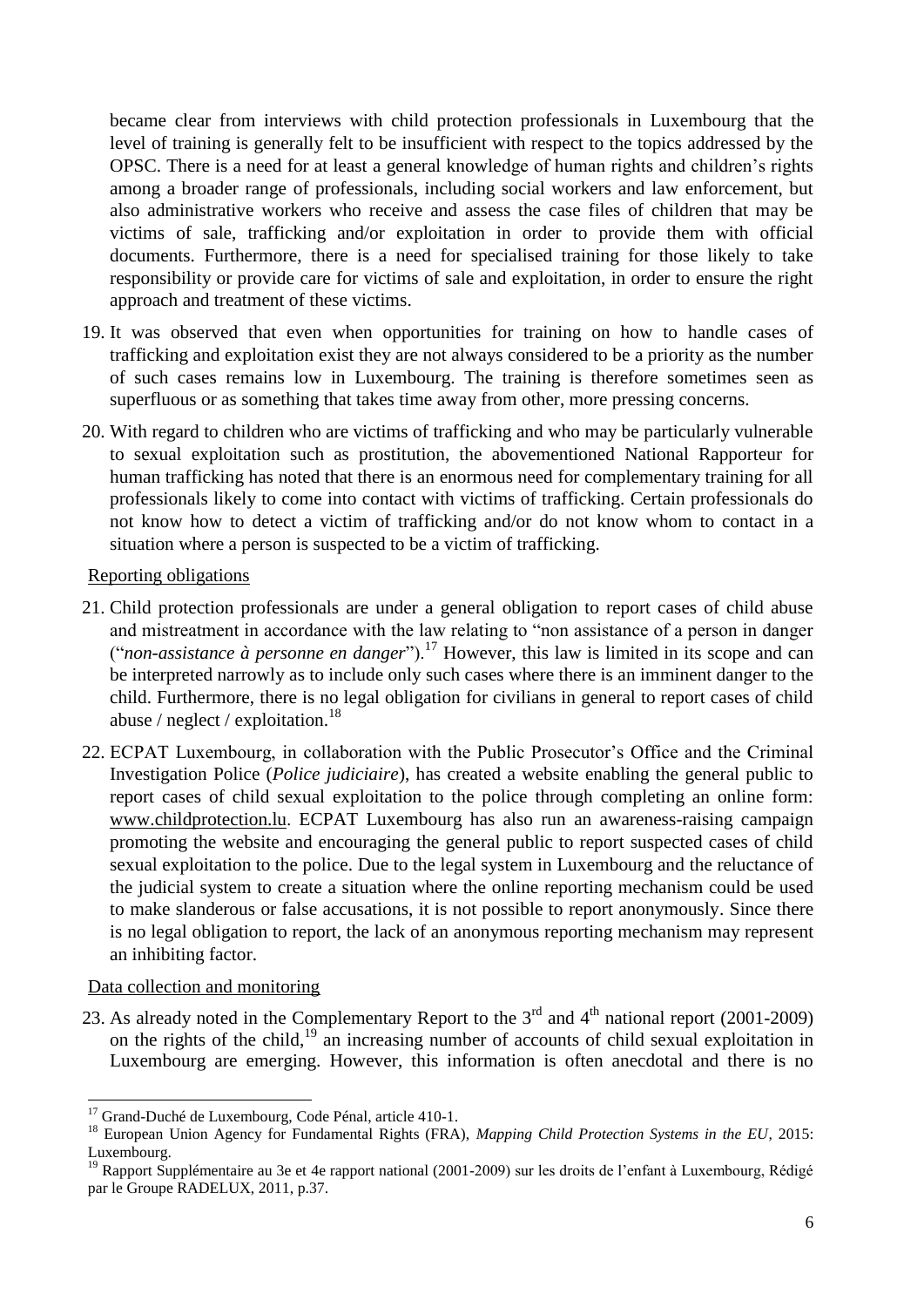became clear from interviews with child protection professionals in Luxembourg that the level of training is generally felt to be insufficient with respect to the topics addressed by the OPSC. There is a need for at least a general knowledge of human rights and children's rights among a broader range of professionals, including social workers and law enforcement, but also administrative workers who receive and assess the case files of children that may be victims of sale, trafficking and/or exploitation in order to provide them with official documents. Furthermore, there is a need for specialised training for those likely to take responsibility or provide care for victims of sale and exploitation, in order to ensure the right approach and treatment of these victims.

19. It was observed that even when opportunities for training on how to handle cases of trafficking and exploitation exist they are not always considered to be a priority as the number of such cases remains low in Luxembourg. The training is therefore sometimes seen as superfluous or as something that takes time away from other, more pressing concerns.

20. With regard to children who are victims of trafficking and who may be particularly vulnerable to sexual exploitation such as prostitution, the abovementioned National Rapporteur for human trafficking has noted that there is an enormous need for complementary training for all professionals likely to come into contact with victims of trafficking. Certain professionals do not know how to detect a victim of trafficking and/or do not know whom to contact in a situation where a person is suspected to be a victim of trafficking.

Reporting obligations

21. Child protection professionals are under a general obligation to report cases of child abuse and mistreatment in accordance with the law relating to "non assistance of a person in danger ("*non-assistance à personne en danger*").[17] However, this law is limited in its scope and can be interpreted narrowly as to include only such cases where there is an imminent danger to the child. Furthermore, there is no legal obligation for civilians in general to report cases of child abuse / neglect / exploitation.[18]

22. ECPAT Luxembourg, in collaboration with the Public Prosecutor's Office and the Criminal Investigation Police (*Police judiciaire*), has created a website enabling the general public to report cases of child sexual exploitation to the police through completing an online form: www.childprotection.lu. ECPAT Luxembourg has also run an awareness-raising campaign promoting the website and encouraging the general public to report suspected cases of child sexual exploitation to the police. Due to the legal system in Luxembourg and the reluctance of the judicial system to create a situation where the online reporting mechanism could be used to make slanderous or false accusations, it is not possible to report anonymously. Since there is no legal obligation to report, the lack of an anonymous reporting mechanism may represent an inhibiting factor.

Data collection and monitoring

23. As already noted in the Complementary Report to the 3rd and 4th national report (2001-2009) on the rights of the child,[19] an increasing number of accounts of child sexual exploitation in Luxembourg are emerging. However, this information is often anecdotal and there is no

---

[17] Grand-Duché de Luxembourg, Code Pénal, article 410-1.

[18] European Union Agency for Fundamental Rights (FRA), *Mapping Child Protection Systems in the EU*, 2015: Luxembourg.

[19] Rapport Supplémentaire au 3e et 4e rapport national (2001-2009) sur les droits de l'enfant à Luxembourg, Rédigé par le Groupe RADELUX, 2011, p.37.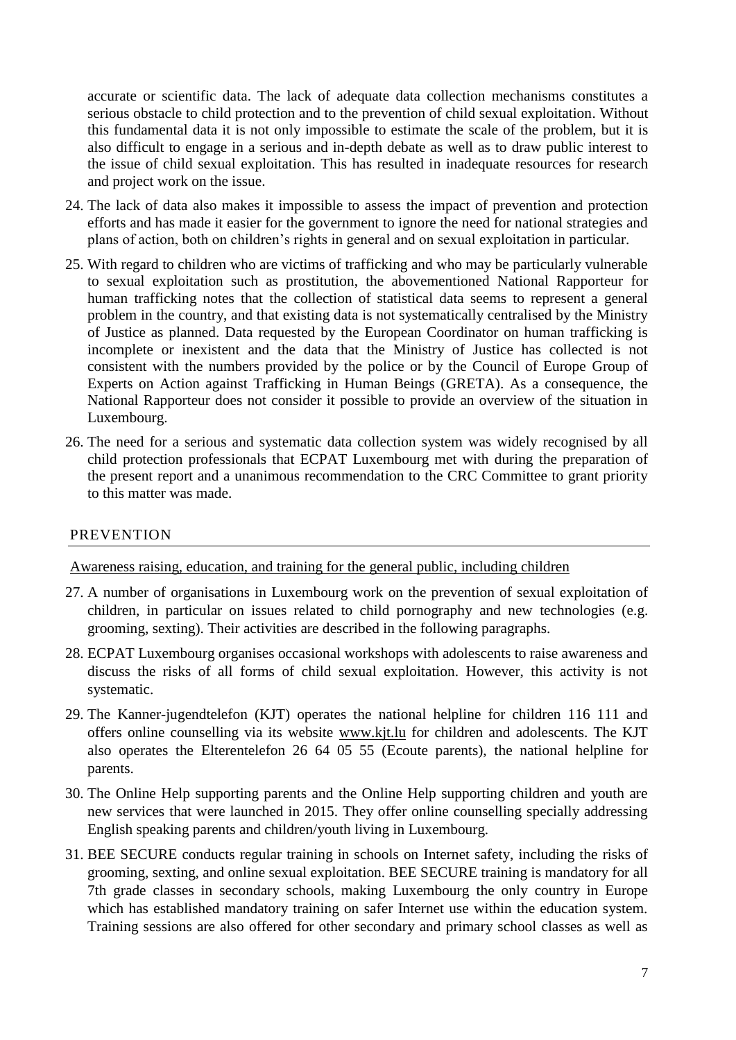accurate or scientific data. The lack of adequate data collection mechanisms constitutes a serious obstacle to child protection and to the prevention of child sexual exploitation. Without this fundamental data it is not only impossible to estimate the scale of the problem, but it is also difficult to engage in a serious and in-depth debate as well as to draw public interest to the issue of child sexual exploitation. This has resulted in inadequate resources for research and project work on the issue.

24. The lack of data also makes it impossible to assess the impact of prevention and protection efforts and has made it easier for the government to ignore the need for national strategies and plans of action, both on children's rights in general and on sexual exploitation in particular.

25. With regard to children who are victims of trafficking and who may be particularly vulnerable to sexual exploitation such as prostitution, the abovementioned National Rapporteur for human trafficking notes that the collection of statistical data seems to represent a general problem in the country, and that existing data is not systematically centralised by the Ministry of Justice as planned. Data requested by the European Coordinator on human trafficking is incomplete or inexistent and the data that the Ministry of Justice has collected is not consistent with the numbers provided by the police or by the Council of Europe Group of Experts on Action against Trafficking in Human Beings (GRETA). As a consequence, the National Rapporteur does not consider it possible to provide an overview of the situation in Luxembourg.

26. The need for a serious and systematic data collection system was widely recognised by all child protection professionals that ECPAT Luxembourg met with during the preparation of the present report and a unanimous recommendation to the CRC Committee to grant priority to this matter was made.

## PREVENTION

Awareness raising, education, and training for the general public, including children

27. A number of organisations in Luxembourg work on the prevention of sexual exploitation of children, in particular on issues related to child pornography and new technologies (e.g. grooming, sexting). Their activities are described in the following paragraphs.

28. ECPAT Luxembourg organises occasional workshops with adolescents to raise awareness and discuss the risks of all forms of child sexual exploitation. However, this activity is not systematic.

29. The Kanner-jugendtelefon (KJT) operates the national helpline for children 116 111 and offers online counselling via its website www.kjt.lu for children and adolescents. The KJT also operates the Elterentelefon 26 64 05 55 (Ecoute parents), the national helpline for parents.

30. The Online Help supporting parents and the Online Help supporting children and youth are new services that were launched in 2015. They offer online counselling specially addressing English speaking parents and children/youth living in Luxembourg.

31. BEE SECURE conducts regular training in schools on Internet safety, including the risks of grooming, sexting, and online sexual exploitation. BEE SECURE training is mandatory for all 7th grade classes in secondary schools, making Luxembourg the only country in Europe which has established mandatory training on safer Internet use within the education system. Training sessions are also offered for other secondary and primary school classes as well as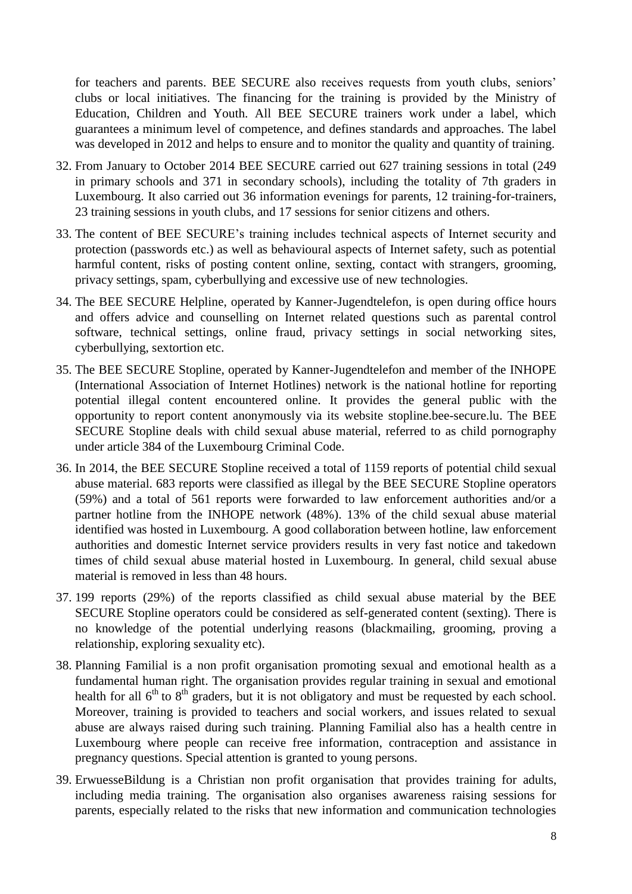for teachers and parents. BEE SECURE also receives requests from youth clubs, seniors' clubs or local initiatives. The financing for the training is provided by the Ministry of Education, Children and Youth. All BEE SECURE trainers work under a label, which guarantees a minimum level of competence, and defines standards and approaches. The label was developed in 2012 and helps to ensure and to monitor the quality and quantity of training.

32. From January to October 2014 BEE SECURE carried out 627 training sessions in total (249 in primary schools and 371 in secondary schools), including the totality of 7th graders in Luxembourg. It also carried out 36 information evenings for parents, 12 training-for-trainers, 23 training sessions in youth clubs, and 17 sessions for senior citizens and others.

33. The content of BEE SECURE's training includes technical aspects of Internet security and protection (passwords etc.) as well as behavioural aspects of Internet safety, such as potential harmful content, risks of posting content online, sexting, contact with strangers, grooming, privacy settings, spam, cyberbullying and excessive use of new technologies.

34. The BEE SECURE Helpline, operated by Kanner-Jugendtelefon, is open during office hours and offers advice and counselling on Internet related questions such as parental control software, technical settings, online fraud, privacy settings in social networking sites, cyberbullying, sextortion etc.

35. The BEE SECURE Stopline, operated by Kanner-Jugendtelefon and member of the INHOPE (International Association of Internet Hotlines) network is the national hotline for reporting potential illegal content encountered online. It provides the general public with the opportunity to report content anonymously via its website stopline.bee-secure.lu. The BEE SECURE Stopline deals with child sexual abuse material, referred to as child pornography under article 384 of the Luxembourg Criminal Code.

36. In 2014, the BEE SECURE Stopline received a total of 1159 reports of potential child sexual abuse material. 683 reports were classified as illegal by the BEE SECURE Stopline operators (59%) and a total of 561 reports were forwarded to law enforcement authorities and/or a partner hotline from the INHOPE network (48%). 13% of the child sexual abuse material identified was hosted in Luxembourg. A good collaboration between hotline, law enforcement authorities and domestic Internet service providers results in very fast notice and takedown times of child sexual abuse material hosted in Luxembourg. In general, child sexual abuse material is removed in less than 48 hours.

37. 199 reports (29%) of the reports classified as child sexual abuse material by the BEE SECURE Stopline operators could be considered as self-generated content (sexting). There is no knowledge of the potential underlying reasons (blackmailing, grooming, proving a relationship, exploring sexuality etc).

38. Planning Familial is a non profit organisation promoting sexual and emotional health as a fundamental human right. The organisation provides regular training in sexual and emotional health for all 6th to 8th graders, but it is not obligatory and must be requested by each school. Moreover, training is provided to teachers and social workers, and issues related to sexual abuse are always raised during such training. Planning Familial also has a health centre in Luxembourg where people can receive free information, contraception and assistance in pregnancy questions. Special attention is granted to young persons.

39. ErwuesseBildung is a Christian non profit organisation that provides training for adults, including media training. The organisation also organises awareness raising sessions for parents, especially related to the risks that new information and communication technologies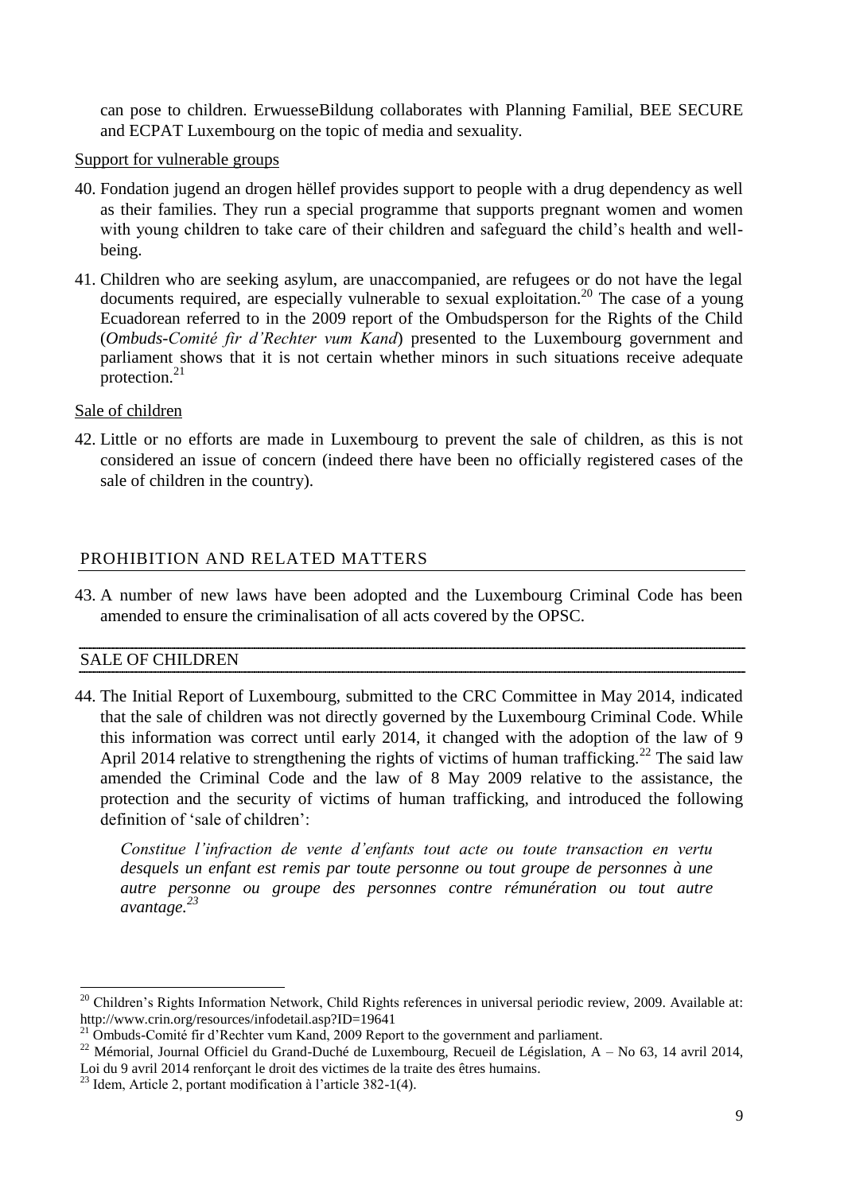can pose to children. ErwuesseBildung collaborates with Planning Familial, BEE SECURE and ECPAT Luxembourg on the topic of media and sexuality.

Support for vulnerable groups

40. Fondation jugend an drogen hëllef provides support to people with a drug dependency as well as their families. They run a special programme that supports pregnant women and women with young children to take care of their children and safeguard the child's health and well-being.

41. Children who are seeking asylum, are unaccompanied, are refugees or do not have the legal documents required, are especially vulnerable to sexual exploitation.[20] The case of a young Ecuadorean referred to in the 2009 report of the Ombudsperson for the Rights of the Child (*Ombuds-Comité fir d'Rechter vum Kand*) presented to the Luxembourg government and parliament shows that it is not certain whether minors in such situations receive adequate protection.[21]

Sale of children

42. Little or no efforts are made in Luxembourg to prevent the sale of children, as this is not considered an issue of concern (indeed there have been no officially registered cases of the sale of children in the country).

## PROHIBITION AND RELATED MATTERS

43. A number of new laws have been adopted and the Luxembourg Criminal Code has been amended to ensure the criminalisation of all acts covered by the OPSC.

### SALE OF CHILDREN

44. The Initial Report of Luxembourg, submitted to the CRC Committee in May 2014, indicated that the sale of children was not directly governed by the Luxembourg Criminal Code. While this information was correct until early 2014, it changed with the adoption of the law of 9 April 2014 relative to strengthening the rights of victims of human trafficking.[22] The said law amended the Criminal Code and the law of 8 May 2009 relative to the assistance, the protection and the security of victims of human trafficking, and introduced the following definition of 'sale of children':

> *Constitue l'infraction de vente d'enfants tout acte ou toute transaction en vertu desquels un enfant est remis par toute personne ou tout groupe de personnes à une autre personne ou groupe des personnes contre rémunération ou tout autre avantage.*[23]

---

[20] Children's Rights Information Network, Child Rights references in universal periodic review, 2009. Available at: http://www.crin.org/resources/infodetail.asp?ID=19641

[21] Ombuds-Comité fir d'Rechter vum Kand, 2009 Report to the government and parliament.

[22] Mémorial, Journal Officiel du Grand-Duché de Luxembourg, Recueil de Législation, A – No 63, 14 avril 2014, Loi du 9 avril 2014 renforçant le droit des victimes de la traite des êtres humains.

[23] Idem, Article 2, portant modification à l'article 382-1(4).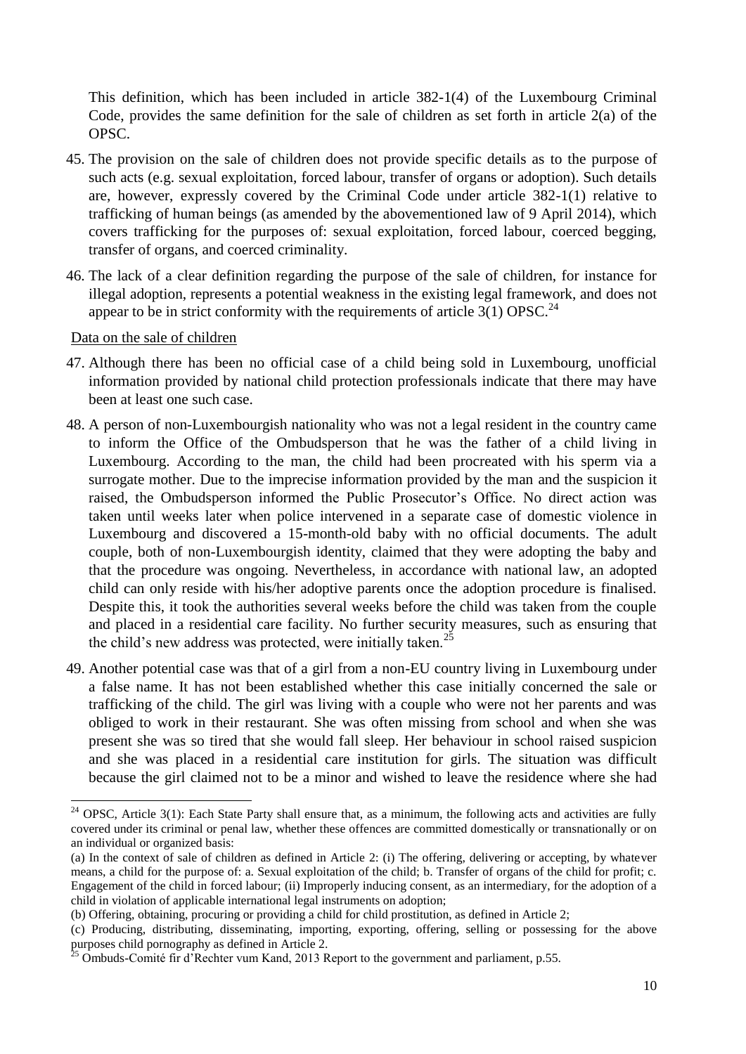This definition, which has been included in article 382-1(4) of the Luxembourg Criminal Code, provides the same definition for the sale of children as set forth in article 2(a) of the OPSC.

45. The provision on the sale of children does not provide specific details as to the purpose of such acts (e.g. sexual exploitation, forced labour, transfer of organs or adoption). Such details are, however, expressly covered by the Criminal Code under article 382-1(1) relative to trafficking of human beings (as amended by the abovementioned law of 9 April 2014), which covers trafficking for the purposes of: sexual exploitation, forced labour, coerced begging, transfer of organs, and coerced criminality.

46. The lack of a clear definition regarding the purpose of the sale of children, for instance for illegal adoption, represents a potential weakness in the existing legal framework, and does not appear to be in strict conformity with the requirements of article 3(1) OPSC.[24]

Data on the sale of children

47. Although there has been no official case of a child being sold in Luxembourg, unofficial information provided by national child protection professionals indicate that there may have been at least one such case.

48. A person of non-Luxembourgish nationality who was not a legal resident in the country came to inform the Office of the Ombudsperson that he was the father of a child living in Luxembourg. According to the man, the child had been procreated with his sperm via a surrogate mother. Due to the imprecise information provided by the man and the suspicion it raised, the Ombudsperson informed the Public Prosecutor's Office. No direct action was taken until weeks later when police intervened in a separate case of domestic violence in Luxembourg and discovered a 15-month-old baby with no official documents. The adult couple, both of non-Luxembourgish identity, claimed that they were adopting the baby and that the procedure was ongoing. Nevertheless, in accordance with national law, an adopted child can only reside with his/her adoptive parents once the adoption procedure is finalised. Despite this, it took the authorities several weeks before the child was taken from the couple and placed in a residential care facility. No further security measures, such as ensuring that the child's new address was protected, were initially taken.[25]

49. Another potential case was that of a girl from a non-EU country living in Luxembourg under a false name. It has not been established whether this case initially concerned the sale or trafficking of the child. The girl was living with a couple who were not her parents and was obliged to work in their restaurant. She was often missing from school and when she was present she was so tired that she would fall sleep. Her behaviour in school raised suspicion and she was placed in a residential care institution for girls. The situation was difficult because the girl claimed not to be a minor and wished to leave the residence where she had

---

[24] OPSC, Article 3(1): Each State Party shall ensure that, as a minimum, the following acts and activities are fully covered under its criminal or penal law, whether these offences are committed domestically or transnationally or on an individual or organized basis:

(a) In the context of sale of children as defined in Article 2: (i) The offering, delivering or accepting, by whatever means, a child for the purpose of: a. Sexual exploitation of the child; b. Transfer of organs of the child for profit; c. Engagement of the child in forced labour; (ii) Improperly inducing consent, as an intermediary, for the adoption of a child in violation of applicable international legal instruments on adoption;

(b) Offering, obtaining, procuring or providing a child for child prostitution, as defined in Article 2;

(c) Producing, distributing, disseminating, importing, exporting, offering, selling or possessing for the above purposes child pornography as defined in Article 2.

[25] Ombuds-Comité fir d'Rechter vum Kand, 2013 Report to the government and parliament, p.55.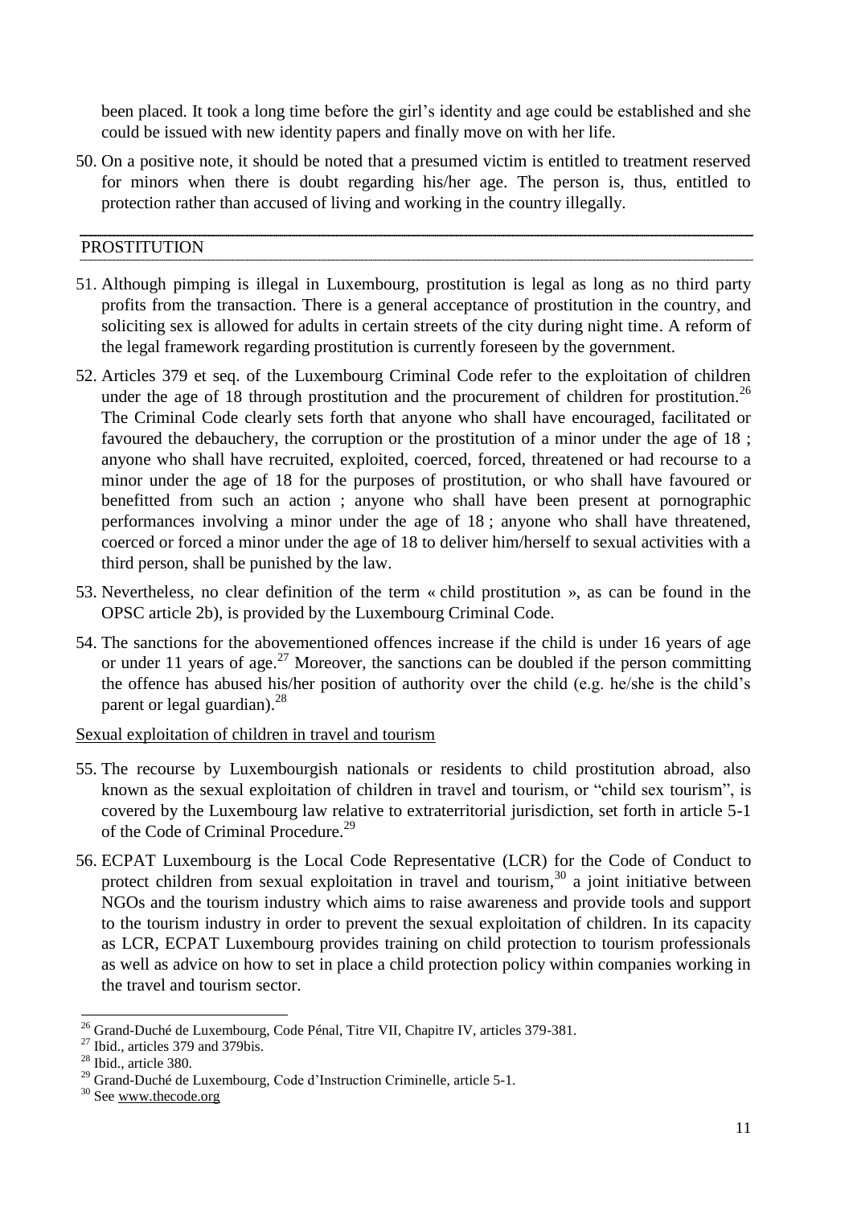been placed. It took a long time before the girl's identity and age could be established and she could be issued with new identity papers and finally move on with her life.

50. On a positive note, it should be noted that a presumed victim is entitled to treatment reserved for minors when there is doubt regarding his/her age. The person is, thus, entitled to protection rather than accused of living and working in the country illegally.

## PROSTITUTION

51. Although pimping is illegal in Luxembourg, prostitution is legal as long as no third party profits from the transaction. There is a general acceptance of prostitution in the country, and soliciting sex is allowed for adults in certain streets of the city during night time. A reform of the legal framework regarding prostitution is currently foreseen by the government.

52. Articles 379 et seq. of the Luxembourg Criminal Code refer to the exploitation of children under the age of 18 through prostitution and the procurement of children for prostitution.[26] The Criminal Code clearly sets forth that anyone who shall have encouraged, facilitated or favoured the debauchery, the corruption or the prostitution of a minor under the age of 18 ; anyone who shall have recruited, exploited, coerced, forced, threatened or had recourse to a minor under the age of 18 for the purposes of prostitution, or who shall have favoured or benefitted from such an action ; anyone who shall have been present at pornographic performances involving a minor under the age of 18 ; anyone who shall have threatened, coerced or forced a minor under the age of 18 to deliver him/herself to sexual activities with a third person, shall be punished by the law.

53. Nevertheless, no clear definition of the term « child prostitution », as can be found in the OPSC article 2b), is provided by the Luxembourg Criminal Code.

54. The sanctions for the abovementioned offences increase if the child is under 16 years of age or under 11 years of age.[27] Moreover, the sanctions can be doubled if the person committing the offence has abused his/her position of authority over the child (e.g. he/she is the child's parent or legal guardian).[28]

### Sexual exploitation of children in travel and tourism

55. The recourse by Luxembourgish nationals or residents to child prostitution abroad, also known as the sexual exploitation of children in travel and tourism, or "child sex tourism", is covered by the Luxembourg law relative to extraterritorial jurisdiction, set forth in article 5-1 of the Code of Criminal Procedure.[29]

56. ECPAT Luxembourg is the Local Code Representative (LCR) for the Code of Conduct to protect children from sexual exploitation in travel and tourism,[30] a joint initiative between NGOs and the tourism industry which aims to raise awareness and provide tools and support to the tourism industry in order to prevent the sexual exploitation of children. In its capacity as LCR, ECPAT Luxembourg provides training on child protection to tourism professionals as well as advice on how to set in place a child protection policy within companies working in the travel and tourism sector.

---

[26] Grand-Duché de Luxembourg, Code Pénal, Titre VII, Chapitre IV, articles 379-381.

[27] Ibid., articles 379 and 379bis.

[28] Ibid., article 380.

[29] Grand-Duché de Luxembourg, Code d'Instruction Criminelle, article 5-1.

[30] See www.thecode.org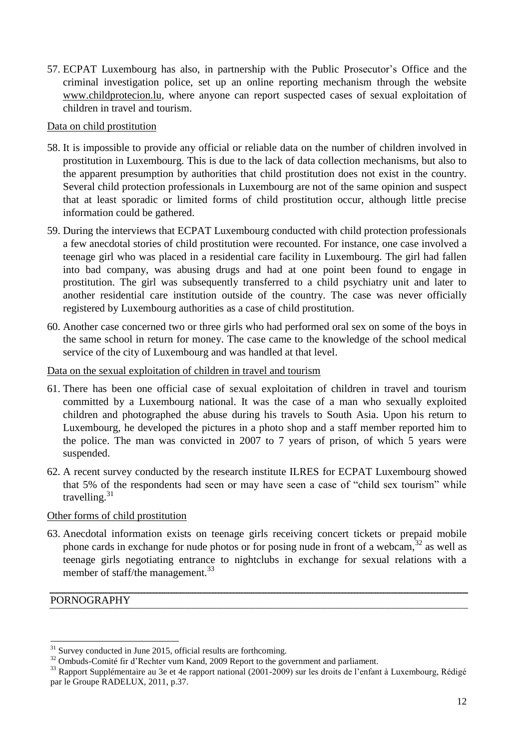57. ECPAT Luxembourg has also, in partnership with the Public Prosecutor's Office and the criminal investigation police, set up an online reporting mechanism through the website www.childprotecion.lu, where anyone can report suspected cases of sexual exploitation of children in travel and tourism.

Data on child prostitution

58. It is impossible to provide any official or reliable data on the number of children involved in prostitution in Luxembourg. This is due to the lack of data collection mechanisms, but also to the apparent presumption by authorities that child prostitution does not exist in the country. Several child protection professionals in Luxembourg are not of the same opinion and suspect that at least sporadic or limited forms of child prostitution occur, although little precise information could be gathered.

59. During the interviews that ECPAT Luxembourg conducted with child protection professionals a few anecdotal stories of child prostitution were recounted. For instance, one case involved a teenage girl who was placed in a residential care facility in Luxembourg. The girl had fallen into bad company, was abusing drugs and had at one point been found to engage in prostitution. The girl was subsequently transferred to a child psychiatry unit and later to another residential care institution outside of the country. The case was never officially registered by Luxembourg authorities as a case of child prostitution.

60. Another case concerned two or three girls who had performed oral sex on some of the boys in the same school in return for money. The case came to the knowledge of the school medical service of the city of Luxembourg and was handled at that level.

Data on the sexual exploitation of children in travel and tourism

61. There has been one official case of sexual exploitation of children in travel and tourism committed by a Luxembourg national. It was the case of a man who sexually exploited children and photographed the abuse during his travels to South Asia. Upon his return to Luxembourg, he developed the pictures in a photo shop and a staff member reported him to the police. The man was convicted in 2007 to 7 years of prison, of which 5 years were suspended.

62. A recent survey conducted by the research institute ILRES for ECPAT Luxembourg showed that 5% of the respondents had seen or may have seen a case of "child sex tourism" while travelling.[31]

Other forms of child prostitution

63. Anecdotal information exists on teenage girls receiving concert tickets or prepaid mobile phone cards in exchange for nude photos or for posing nude in front of a webcam,[32] as well as teenage girls negotiating entrance to nightclubs in exchange for sexual relations with a member of staff/the management.[33]

## PORNOGRAPHY

---

[31] Survey conducted in June 2015, official results are forthcoming.

[32] Ombuds-Comité fir d'Rechter vum Kand, 2009 Report to the government and parliament.

[33] Rapport Supplémentaire au 3e et 4e rapport national (2001-2009) sur les droits de l'enfant à Luxembourg, Rédigé par le Groupe RADELUX, 2011, p.37.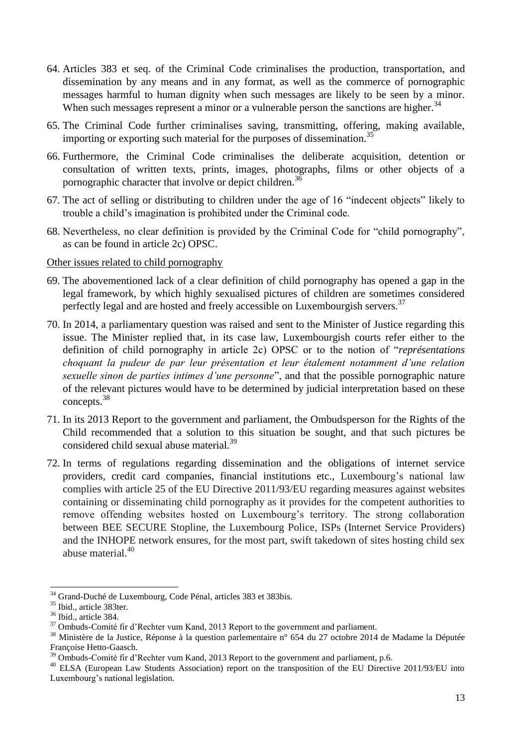64. Articles 383 et seq. of the Criminal Code criminalises the production, transportation, and dissemination by any means and in any format, as well as the commerce of pornographic messages harmful to human dignity when such messages are likely to be seen by a minor. When such messages represent a minor or a vulnerable person the sanctions are higher.[34]

65. The Criminal Code further criminalises saving, transmitting, offering, making available, importing or exporting such material for the purposes of dissemination.[35]

66. Furthermore, the Criminal Code criminalises the deliberate acquisition, detention or consultation of written texts, prints, images, photographs, films or other objects of a pornographic character that involve or depict children.[36]

67. The act of selling or distributing to children under the age of 16 "indecent objects" likely to trouble a child's imagination is prohibited under the Criminal code.

68. Nevertheless, no clear definition is provided by the Criminal Code for "child pornography", as can be found in article 2c) OPSC.

<u>Other issues related to child pornography</u>

69. The abovementioned lack of a clear definition of child pornography has opened a gap in the legal framework, by which highly sexualised pictures of children are sometimes considered perfectly legal and are hosted and freely accessible on Luxembourgish servers.[37]

70. In 2014, a parliamentary question was raised and sent to the Minister of Justice regarding this issue. The Minister replied that, in its case law, Luxembourgish courts refer either to the definition of child pornography in article 2c) OPSC or to the notion of "*représentations choquant la pudeur de par leur présentation et leur étalement notamment d'une relation sexuelle sinon de parties intimes d'une personne*", and that the possible pornographic nature of the relevant pictures would have to be determined by judicial interpretation based on these concepts.[38]

71. In its 2013 Report to the government and parliament, the Ombudsperson for the Rights of the Child recommended that a solution to this situation be sought, and that such pictures be considered child sexual abuse material.[39]

72. In terms of regulations regarding dissemination and the obligations of internet service providers, credit card companies, financial institutions etc., Luxembourg's national law complies with article 25 of the EU Directive 2011/93/EU regarding measures against websites containing or disseminating child pornography as it provides for the competent authorities to remove offending websites hosted on Luxembourg's territory. The strong collaboration between BEE SECURE Stopline, the Luxembourg Police, ISPs (Internet Service Providers) and the INHOPE network ensures, for the most part, swift takedown of sites hosting child sex abuse material.[40]

---

[34] Grand-Duché de Luxembourg, Code Pénal, articles 383 et 383bis.

[35] Ibid., article 383ter.

[36] Ibid., article 384.

[37] Ombuds-Comité fir d'Rechter vum Kand, 2013 Report to the government and parliament.

[38] Ministère de la Justice, Réponse à la question parlementaire n° 654 du 27 octobre 2014 de Madame la Députée Françoise Hetto-Gaasch.

[39] Ombuds-Comité fir d'Rechter vum Kand, 2013 Report to the government and parliament, p.6.

[40] ELSA (European Law Students Association) report on the transposition of the EU Directive 2011/93/EU into Luxembourg's national legislation.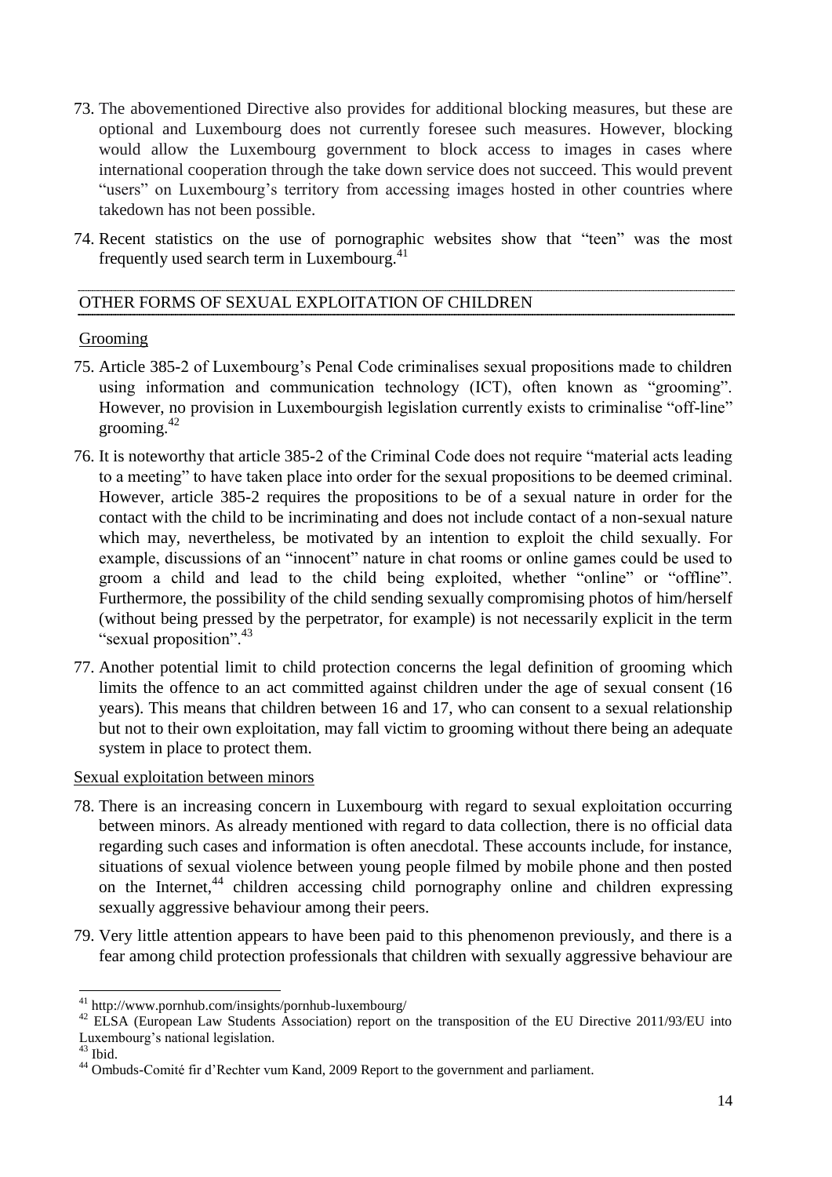73. The abovementioned Directive also provides for additional blocking measures, but these are optional and Luxembourg does not currently foresee such measures. However, blocking would allow the Luxembourg government to block access to images in cases where international cooperation through the take down service does not succeed. This would prevent "users" on Luxembourg's territory from accessing images hosted in other countries where takedown has not been possible.

74. Recent statistics on the use of pornographic websites show that "teen" was the most frequently used search term in Luxembourg.[41]

## OTHER FORMS OF SEXUAL EXPLOITATION OF CHILDREN

### Grooming

75. Article 385-2 of Luxembourg's Penal Code criminalises sexual propositions made to children using information and communication technology (ICT), often known as "grooming". However, no provision in Luxembourgish legislation currently exists to criminalise "off-line" grooming.[42]

76. It is noteworthy that article 385-2 of the Criminal Code does not require "material acts leading to a meeting" to have taken place into order for the sexual propositions to be deemed criminal. However, article 385-2 requires the propositions to be of a sexual nature in order for the contact with the child to be incriminating and does not include contact of a non-sexual nature which may, nevertheless, be motivated by an intention to exploit the child sexually. For example, discussions of an "innocent" nature in chat rooms or online games could be used to groom a child and lead to the child being exploited, whether "online" or "offline". Furthermore, the possibility of the child sending sexually compromising photos of him/herself (without being pressed by the perpetrator, for example) is not necessarily explicit in the term "sexual proposition".[43]

77. Another potential limit to child protection concerns the legal definition of grooming which limits the offence to an act committed against children under the age of sexual consent (16 years). This means that children between 16 and 17, who can consent to a sexual relationship but not to their own exploitation, may fall victim to grooming without there being an adequate system in place to protect them.

### Sexual exploitation between minors

78. There is an increasing concern in Luxembourg with regard to sexual exploitation occurring between minors. As already mentioned with regard to data collection, there is no official data regarding such cases and information is often anecdotal. These accounts include, for instance, situations of sexual violence between young people filmed by mobile phone and then posted on the Internet,[44] children accessing child pornography online and children expressing sexually aggressive behaviour among their peers.

79. Very little attention appears to have been paid to this phenomenon previously, and there is a fear among child protection professionals that children with sexually aggressive behaviour are

---

[41] http://www.pornhub.com/insights/pornhub-luxembourg/

[42] ELSA (European Law Students Association) report on the transposition of the EU Directive 2011/93/EU into Luxembourg's national legislation.

[43] Ibid.

[44] Ombuds-Comité fir d'Rechter vum Kand, 2009 Report to the government and parliament.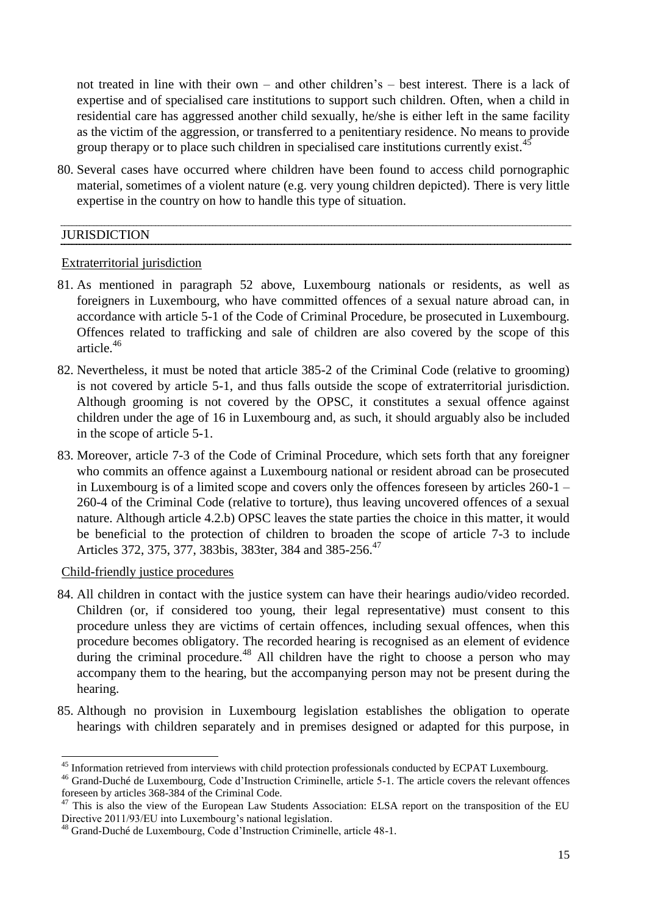not treated in line with their own – and other children's – best interest. There is a lack of expertise and of specialised care institutions to support such children. Often, when a child in residential care has aggressed another child sexually, he/she is either left in the same facility as the victim of the aggression, or transferred to a penitentiary residence. No means to provide group therapy or to place such children in specialised care institutions currently exist.[45]

80. Several cases have occurred where children have been found to access child pornographic material, sometimes of a violent nature (e.g. very young children depicted). There is very little expertise in the country on how to handle this type of situation.

## JURISDICTION

### Extraterritorial jurisdiction

81. As mentioned in paragraph 52 above, Luxembourg nationals or residents, as well as foreigners in Luxembourg, who have committed offences of a sexual nature abroad can, in accordance with article 5-1 of the Code of Criminal Procedure, be prosecuted in Luxembourg. Offences related to trafficking and sale of children are also covered by the scope of this article.[46]

82. Nevertheless, it must be noted that article 385-2 of the Criminal Code (relative to grooming) is not covered by article 5-1, and thus falls outside the scope of extraterritorial jurisdiction. Although grooming is not covered by the OPSC, it constitutes a sexual offence against children under the age of 16 in Luxembourg and, as such, it should arguably also be included in the scope of article 5-1.

83. Moreover, article 7-3 of the Code of Criminal Procedure, which sets forth that any foreigner who commits an offence against a Luxembourg national or resident abroad can be prosecuted in Luxembourg is of a limited scope and covers only the offences foreseen by articles 260-1 – 260-4 of the Criminal Code (relative to torture), thus leaving uncovered offences of a sexual nature. Although article 4.2.b) OPSC leaves the state parties the choice in this matter, it would be beneficial to the protection of children to broaden the scope of article 7-3 to include Articles 372, 375, 377, 383bis, 383ter, 384 and 385-256.[47]

### Child-friendly justice procedures

84. All children in contact with the justice system can have their hearings audio/video recorded. Children (or, if considered too young, their legal representative) must consent to this procedure unless they are victims of certain offences, including sexual offences, when this procedure becomes obligatory. The recorded hearing is recognised as an element of evidence during the criminal procedure.[48] All children have the right to choose a person who may accompany them to the hearing, but the accompanying person may not be present during the hearing.

85. Although no provision in Luxembourg legislation establishes the obligation to operate hearings with children separately and in premises designed or adapted for this purpose, in

---

[45] Information retrieved from interviews with child protection professionals conducted by ECPAT Luxembourg.

[46] Grand-Duché de Luxembourg, Code d'Instruction Criminelle, article 5-1. The article covers the relevant offences foreseen by articles 368-384 of the Criminal Code.

[47] This is also the view of the European Law Students Association: ELSA report on the transposition of the EU Directive 2011/93/EU into Luxembourg's national legislation.

[48] Grand-Duché de Luxembourg, Code d'Instruction Criminelle, article 48-1.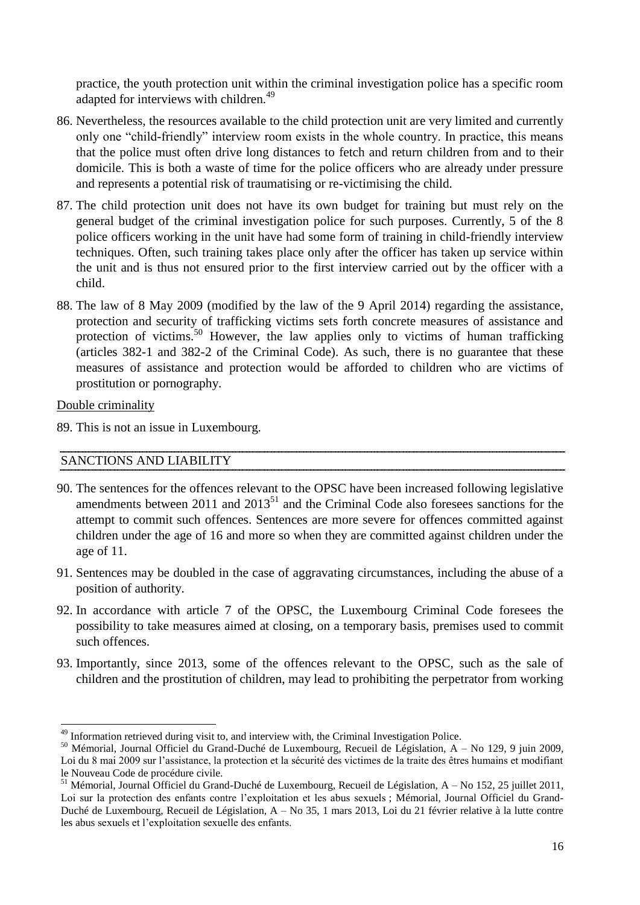practice, the youth protection unit within the criminal investigation police has a specific room adapted for interviews with children.[49]

86. Nevertheless, the resources available to the child protection unit are very limited and currently only one "child-friendly" interview room exists in the whole country. In practice, this means that the police must often drive long distances to fetch and return children from and to their domicile. This is both a waste of time for the police officers who are already under pressure and represents a potential risk of traumatising or re-victimising the child.

87. The child protection unit does not have its own budget for training but must rely on the general budget of the criminal investigation police for such purposes. Currently, 5 of the 8 police officers working in the unit have had some form of training in child-friendly interview techniques. Often, such training takes place only after the officer has taken up service within the unit and is thus not ensured prior to the first interview carried out by the officer with a child.

88. The law of 8 May 2009 (modified by the law of the 9 April 2014) regarding the assistance, protection and security of trafficking victims sets forth concrete measures of assistance and protection of victims.[50] However, the law applies only to victims of human trafficking (articles 382-1 and 382-2 of the Criminal Code). As such, there is no guarantee that these measures of assistance and protection would be afforded to children who are victims of prostitution or pornography.

<u>Double criminality</u>

89. This is not an issue in Luxembourg.

## SANCTIONS AND LIABILITY

90. The sentences for the offences relevant to the OPSC have been increased following legislative amendments between 2011 and 2013[51] and the Criminal Code also foresees sanctions for the attempt to commit such offences. Sentences are more severe for offences committed against children under the age of 16 and more so when they are committed against children under the age of 11.

91. Sentences may be doubled in the case of aggravating circumstances, including the abuse of a position of authority.

92. In accordance with article 7 of the OPSC, the Luxembourg Criminal Code foresees the possibility to take measures aimed at closing, on a temporary basis, premises used to commit such offences.

93. Importantly, since 2013, some of the offences relevant to the OPSC, such as the sale of children and the prostitution of children, may lead to prohibiting the perpetrator from working

---

[49] Information retrieved during visit to, and interview with, the Criminal Investigation Police.

[50] Mémorial, Journal Officiel du Grand-Duché de Luxembourg, Recueil de Législation, A – No 129, 9 juin 2009, Loi du 8 mai 2009 sur l'assistance, la protection et la sécurité des victimes de la traite des êtres humains et modifiant le Nouveau Code de procédure civile.

[51] Mémorial, Journal Officiel du Grand-Duché de Luxembourg, Recueil de Législation, A – No 152, 25 juillet 2011, Loi sur la protection des enfants contre l'exploitation et les abus sexuels ; Mémorial, Journal Officiel du Grand-Duché de Luxembourg, Recueil de Législation, A – No 35, 1 mars 2013, Loi du 21 février relative à la lutte contre les abus sexuels et l'exploitation sexuelle des enfants.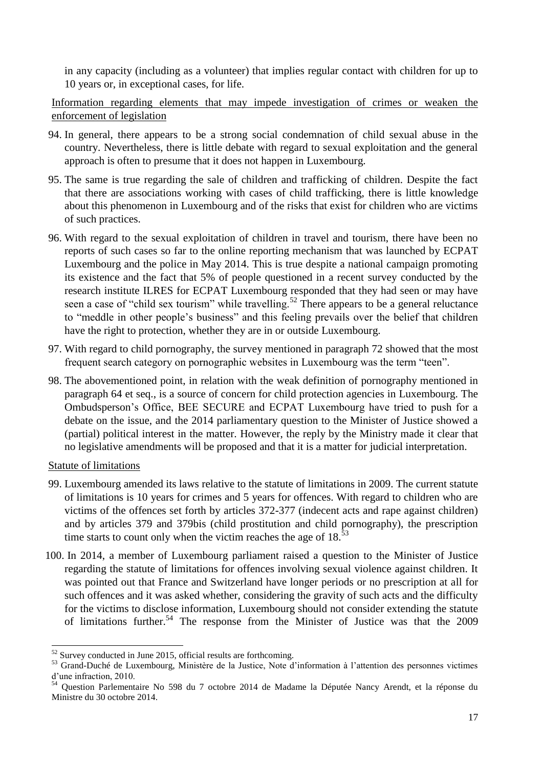in any capacity (including as a volunteer) that implies regular contact with children for up to 10 years or, in exceptional cases, for life.

Information regarding elements that may impede investigation of crimes or weaken the enforcement of legislation

94. In general, there appears to be a strong social condemnation of child sexual abuse in the country. Nevertheless, there is little debate with regard to sexual exploitation and the general approach is often to presume that it does not happen in Luxembourg.

95. The same is true regarding the sale of children and trafficking of children. Despite the fact that there are associations working with cases of child trafficking, there is little knowledge about this phenomenon in Luxembourg and of the risks that exist for children who are victims of such practices.

96. With regard to the sexual exploitation of children in travel and tourism, there have been no reports of such cases so far to the online reporting mechanism that was launched by ECPAT Luxembourg and the police in May 2014. This is true despite a national campaign promoting its existence and the fact that 5% of people questioned in a recent survey conducted by the research institute ILRES for ECPAT Luxembourg responded that they had seen or may have seen a case of "child sex tourism" while travelling.[52] There appears to be a general reluctance to "meddle in other people's business" and this feeling prevails over the belief that children have the right to protection, whether they are in or outside Luxembourg.

97. With regard to child pornography, the survey mentioned in paragraph 72 showed that the most frequent search category on pornographic websites in Luxembourg was the term "teen".

98. The abovementioned point, in relation with the weak definition of pornography mentioned in paragraph 64 et seq., is a source of concern for child protection agencies in Luxembourg. The Ombudsperson's Office, BEE SECURE and ECPAT Luxembourg have tried to push for a debate on the issue, and the 2014 parliamentary question to the Minister of Justice showed a (partial) political interest in the matter. However, the reply by the Ministry made it clear that no legislative amendments will be proposed and that it is a matter for judicial interpretation.

Statute of limitations

99. Luxembourg amended its laws relative to the statute of limitations in 2009. The current statute of limitations is 10 years for crimes and 5 years for offences. With regard to children who are victims of the offences set forth by articles 372-377 (indecent acts and rape against children) and by articles 379 and 379bis (child prostitution and child pornography), the prescription time starts to count only when the victim reaches the age of 18.[53]

100. In 2014, a member of Luxembourg parliament raised a question to the Minister of Justice regarding the statute of limitations for offences involving sexual violence against children. It was pointed out that France and Switzerland have longer periods or no prescription at all for such offences and it was asked whether, considering the gravity of such acts and the difficulty for the victims to disclose information, Luxembourg should not consider extending the statute of limitations further.[54] The response from the Minister of Justice was that the 2009

---

[52] Survey conducted in June 2015, official results are forthcoming.

[53] Grand-Duché de Luxembourg, Ministère de la Justice, Note d'information à l'attention des personnes victimes d'une infraction, 2010.

[54] Question Parlementaire No 598 du 7 octobre 2014 de Madame la Députée Nancy Arendt, et la réponse du Ministre du 30 octobre 2014.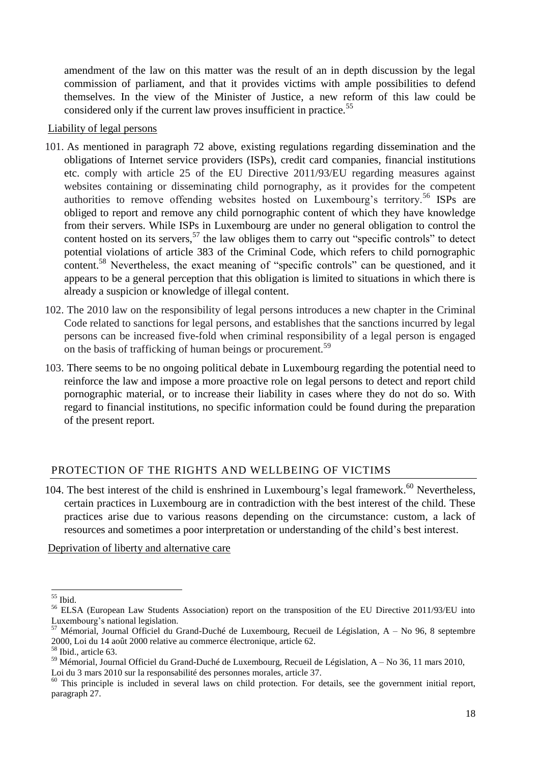amendment of the law on this matter was the result of an in depth discussion by the legal commission of parliament, and that it provides victims with ample possibilities to defend themselves. In the view of the Minister of Justice, a new reform of this law could be considered only if the current law proves insufficient in practice.[55]

Liability of legal persons

101. As mentioned in paragraph 72 above, existing regulations regarding dissemination and the obligations of Internet service providers (ISPs), credit card companies, financial institutions etc. comply with article 25 of the EU Directive 2011/93/EU regarding measures against websites containing or disseminating child pornography, as it provides for the competent authorities to remove offending websites hosted on Luxembourg's territory.[56] ISPs are obliged to report and remove any child pornographic content of which they have knowledge from their servers. While ISPs in Luxembourg are under no general obligation to control the content hosted on its servers,[57] the law obliges them to carry out "specific controls" to detect potential violations of article 383 of the Criminal Code, which refers to child pornographic content.[58] Nevertheless, the exact meaning of "specific controls" can be questioned, and it appears to be a general perception that this obligation is limited to situations in which there is already a suspicion or knowledge of illegal content.

102. The 2010 law on the responsibility of legal persons introduces a new chapter in the Criminal Code related to sanctions for legal persons, and establishes that the sanctions incurred by legal persons can be increased five-fold when criminal responsibility of a legal person is engaged on the basis of trafficking of human beings or procurement.[59]

103. There seems to be no ongoing political debate in Luxembourg regarding the potential need to reinforce the law and impose a more proactive role on legal persons to detect and report child pornographic material, or to increase their liability in cases where they do not do so. With regard to financial institutions, no specific information could be found during the preparation of the present report.

## PROTECTION OF THE RIGHTS AND WELLBEING OF VICTIMS

104. The best interest of the child is enshrined in Luxembourg's legal framework.[60] Nevertheless, certain practices in Luxembourg are in contradiction with the best interest of the child. These practices arise due to various reasons depending on the circumstance: custom, a lack of resources and sometimes a poor interpretation or understanding of the child's best interest.

Deprivation of liberty and alternative care

---

[55] Ibid.

[56] ELSA (European Law Students Association) report on the transposition of the EU Directive 2011/93/EU into Luxembourg's national legislation.

[57] Mémorial, Journal Officiel du Grand-Duché de Luxembourg, Recueil de Législation, A – No 96, 8 septembre 2000, Loi du 14 août 2000 relative au commerce électronique, article 62.

[58] Ibid., article 63.

[59] Mémorial, Journal Officiel du Grand-Duché de Luxembourg, Recueil de Législation, A – No 36, 11 mars 2010, Loi du 3 mars 2010 sur la responsabilité des personnes morales, article 37.

[60] This principle is included in several laws on child protection. For details, see the government initial report, paragraph 27.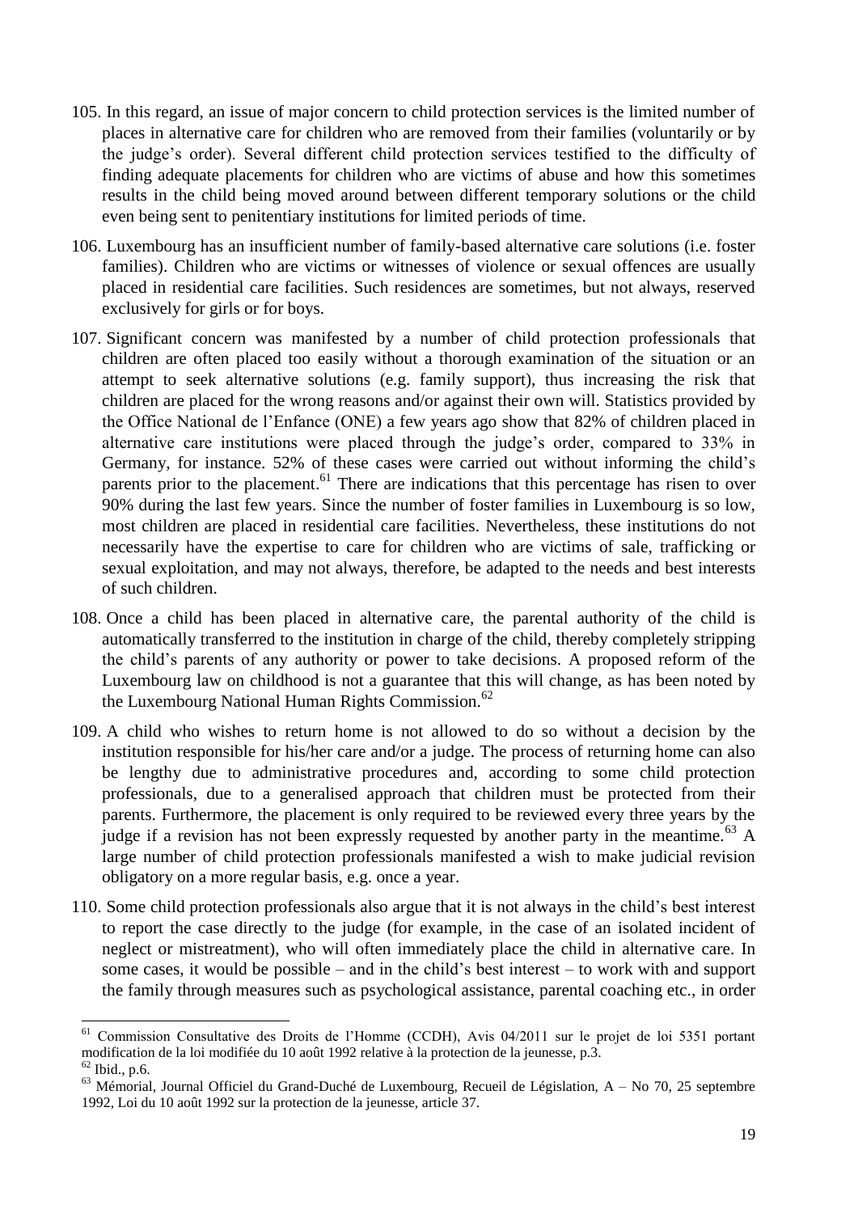105. In this regard, an issue of major concern to child protection services is the limited number of places in alternative care for children who are removed from their families (voluntarily or by the judge's order). Several different child protection services testified to the difficulty of finding adequate placements for children who are victims of abuse and how this sometimes results in the child being moved around between different temporary solutions or the child even being sent to penitentiary institutions for limited periods of time.

106. Luxembourg has an insufficient number of family-based alternative care solutions (i.e. foster families). Children who are victims or witnesses of violence or sexual offences are usually placed in residential care facilities. Such residences are sometimes, but not always, reserved exclusively for girls or for boys.

107. Significant concern was manifested by a number of child protection professionals that children are often placed too easily without a thorough examination of the situation or an attempt to seek alternative solutions (e.g. family support), thus increasing the risk that children are placed for the wrong reasons and/or against their own will. Statistics provided by the Office National de l'Enfance (ONE) a few years ago show that 82% of children placed in alternative care institutions were placed through the judge's order, compared to 33% in Germany, for instance. 52% of these cases were carried out without informing the child's parents prior to the placement.[61] There are indications that this percentage has risen to over 90% during the last few years. Since the number of foster families in Luxembourg is so low, most children are placed in residential care facilities. Nevertheless, these institutions do not necessarily have the expertise to care for children who are victims of sale, trafficking or sexual exploitation, and may not always, therefore, be adapted to the needs and best interests of such children.

108. Once a child has been placed in alternative care, the parental authority of the child is automatically transferred to the institution in charge of the child, thereby completely stripping the child's parents of any authority or power to take decisions. A proposed reform of the Luxembourg law on childhood is not a guarantee that this will change, as has been noted by the Luxembourg National Human Rights Commission.[62]

109. A child who wishes to return home is not allowed to do so without a decision by the institution responsible for his/her care and/or a judge. The process of returning home can also be lengthy due to administrative procedures and, according to some child protection professionals, due to a generalised approach that children must be protected from their parents. Furthermore, the placement is only required to be reviewed every three years by the judge if a revision has not been expressly requested by another party in the meantime.[63] A large number of child protection professionals manifested a wish to make judicial revision obligatory on a more regular basis, e.g. once a year.

110. Some child protection professionals also argue that it is not always in the child's best interest to report the case directly to the judge (for example, in the case of an isolated incident of neglect or mistreatment), who will often immediately place the child in alternative care. In some cases, it would be possible – and in the child's best interest – to work with and support the family through measures such as psychological assistance, parental coaching etc., in order

---

[61] Commission Consultative des Droits de l'Homme (CCDH), Avis 04/2011 sur le projet de loi 5351 portant modification de la loi modifiée du 10 août 1992 relative à la protection de la jeunesse, p.3.

[62] Ibid., p.6.

[63] Mémorial, Journal Officiel du Grand-Duché de Luxembourg, Recueil de Législation, A – No 70, 25 septembre 1992, Loi du 10 août 1992 sur la protection de la jeunesse, article 37.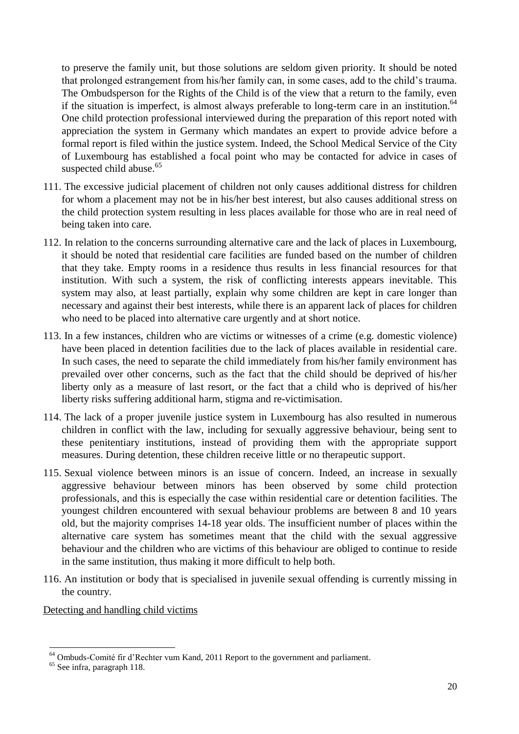to preserve the family unit, but those solutions are seldom given priority. It should be noted that prolonged estrangement from his/her family can, in some cases, add to the child's trauma. The Ombudsperson for the Rights of the Child is of the view that a return to the family, even if the situation is imperfect, is almost always preferable to long-term care in an institution.[64] One child protection professional interviewed during the preparation of this report noted with appreciation the system in Germany which mandates an expert to provide advice before a formal report is filed within the justice system. Indeed, the School Medical Service of the City of Luxembourg has established a focal point who may be contacted for advice in cases of suspected child abuse.[65]

111. The excessive judicial placement of children not only causes additional distress for children for whom a placement may not be in his/her best interest, but also causes additional stress on the child protection system resulting in less places available for those who are in real need of being taken into care.

112. In relation to the concerns surrounding alternative care and the lack of places in Luxembourg, it should be noted that residential care facilities are funded based on the number of children that they take. Empty rooms in a residence thus results in less financial resources for that institution. With such a system, the risk of conflicting interests appears inevitable. This system may also, at least partially, explain why some children are kept in care longer than necessary and against their best interests, while there is an apparent lack of places for children who need to be placed into alternative care urgently and at short notice.

113. In a few instances, children who are victims or witnesses of a crime (e.g. domestic violence) have been placed in detention facilities due to the lack of places available in residential care. In such cases, the need to separate the child immediately from his/her family environment has prevailed over other concerns, such as the fact that the child should be deprived of his/her liberty only as a measure of last resort, or the fact that a child who is deprived of his/her liberty risks suffering additional harm, stigma and re-victimisation.

114. The lack of a proper juvenile justice system in Luxembourg has also resulted in numerous children in conflict with the law, including for sexually aggressive behaviour, being sent to these penitentiary institutions, instead of providing them with the appropriate support measures. During detention, these children receive little or no therapeutic support.

115. Sexual violence between minors is an issue of concern. Indeed, an increase in sexually aggressive behaviour between minors has been observed by some child protection professionals, and this is especially the case within residential care or detention facilities. The youngest children encountered with sexual behaviour problems are between 8 and 10 years old, but the majority comprises 14-18 year olds. The insufficient number of places within the alternative care system has sometimes meant that the child with the sexual aggressive behaviour and the children who are victims of this behaviour are obliged to continue to reside in the same institution, thus making it more difficult to help both.

116. An institution or body that is specialised in juvenile sexual offending is currently missing in the country.

Detecting and handling child victims

---

[64] Ombuds-Comité fir d'Rechter vum Kand, 2011 Report to the government and parliament.

[65] See infra, paragraph 118.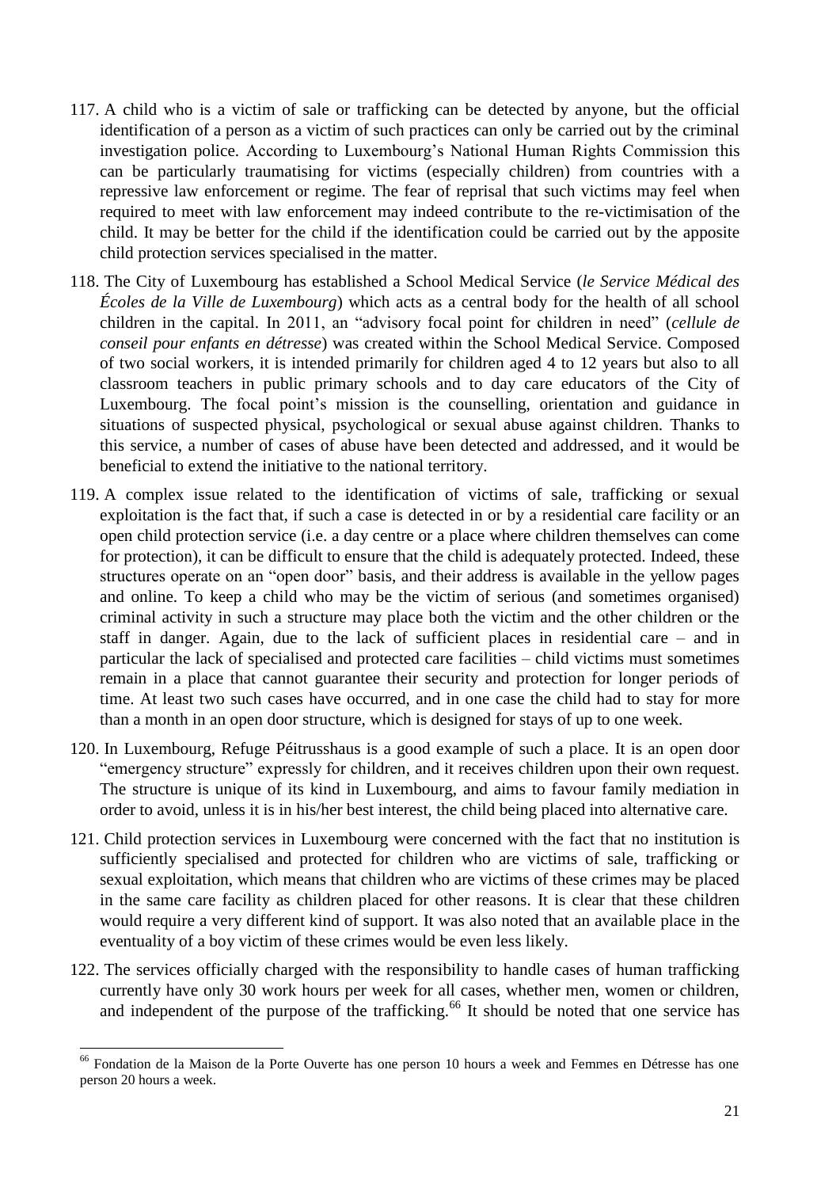117. A child who is a victim of sale or trafficking can be detected by anyone, but the official identification of a person as a victim of such practices can only be carried out by the criminal investigation police. According to Luxembourg's National Human Rights Commission this can be particularly traumatising for victims (especially children) from countries with a repressive law enforcement or regime. The fear of reprisal that such victims may feel when required to meet with law enforcement may indeed contribute to the re-victimisation of the child. It may be better for the child if the identification could be carried out by the apposite child protection services specialised in the matter.

118. The City of Luxembourg has established a School Medical Service (*le Service Médical des Écoles de la Ville de Luxembourg*) which acts as a central body for the health of all school children in the capital. In 2011, an "advisory focal point for children in need" (*cellule de conseil pour enfants en détresse*) was created within the School Medical Service. Composed of two social workers, it is intended primarily for children aged 4 to 12 years but also to all classroom teachers in public primary schools and to day care educators of the City of Luxembourg. The focal point's mission is the counselling, orientation and guidance in situations of suspected physical, psychological or sexual abuse against children. Thanks to this service, a number of cases of abuse have been detected and addressed, and it would be beneficial to extend the initiative to the national territory.

119. A complex issue related to the identification of victims of sale, trafficking or sexual exploitation is the fact that, if such a case is detected in or by a residential care facility or an open child protection service (i.e. a day centre or a place where children themselves can come for protection), it can be difficult to ensure that the child is adequately protected. Indeed, these structures operate on an "open door" basis, and their address is available in the yellow pages and online. To keep a child who may be the victim of serious (and sometimes organised) criminal activity in such a structure may place both the victim and the other children or the staff in danger. Again, due to the lack of sufficient places in residential care – and in particular the lack of specialised and protected care facilities – child victims must sometimes remain in a place that cannot guarantee their security and protection for longer periods of time. At least two such cases have occurred, and in one case the child had to stay for more than a month in an open door structure, which is designed for stays of up to one week.

120. In Luxembourg, Refuge Péitrusshaus is a good example of such a place. It is an open door "emergency structure" expressly for children, and it receives children upon their own request. The structure is unique of its kind in Luxembourg, and aims to favour family mediation in order to avoid, unless it is in his/her best interest, the child being placed into alternative care.

121. Child protection services in Luxembourg were concerned with the fact that no institution is sufficiently specialised and protected for children who are victims of sale, trafficking or sexual exploitation, which means that children who are victims of these crimes may be placed in the same care facility as children placed for other reasons. It is clear that these children would require a very different kind of support. It was also noted that an available place in the eventuality of a boy victim of these crimes would be even less likely.

122. The services officially charged with the responsibility to handle cases of human trafficking currently have only 30 work hours per week for all cases, whether men, women or children, and independent of the purpose of the trafficking.[66] It should be noted that one service has

[66] Fondation de la Maison de la Porte Ouverte has one person 10 hours a week and Femmes en Détresse has one person 20 hours a week.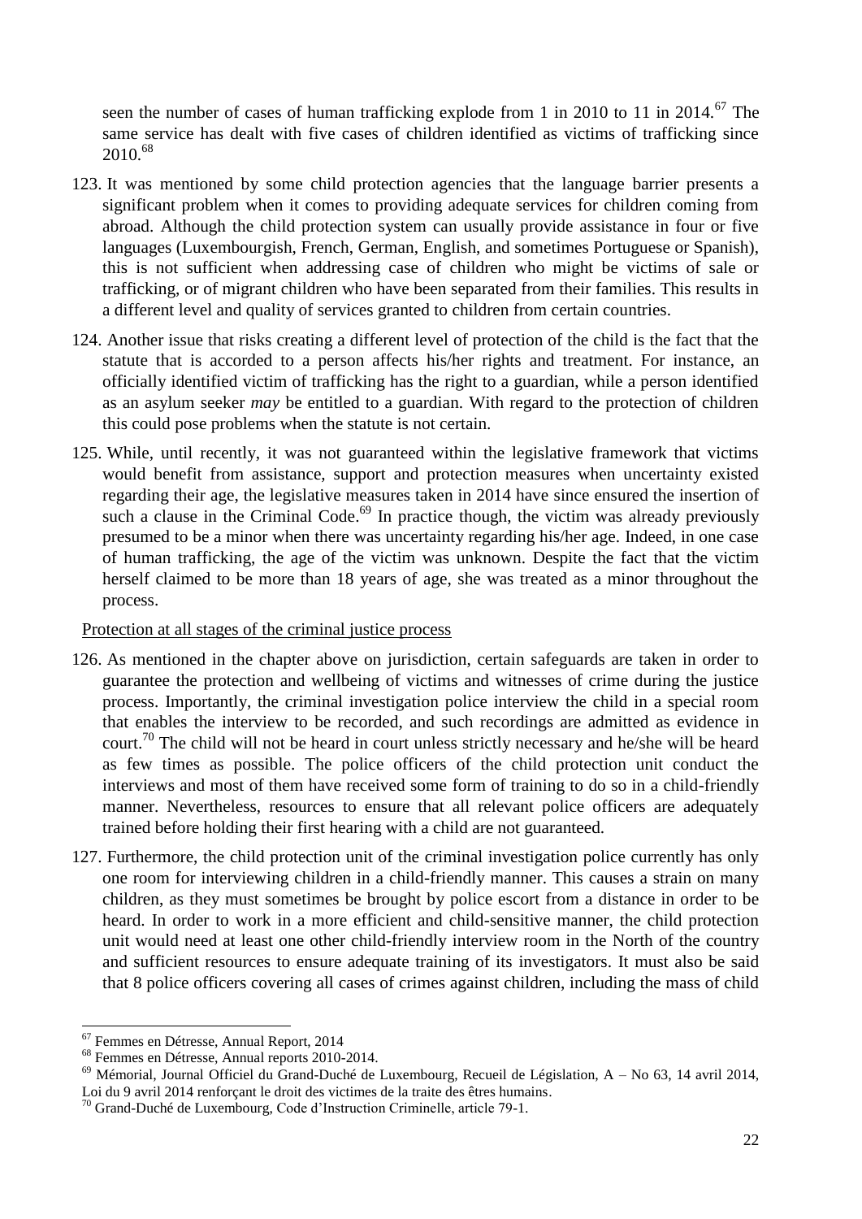seen the number of cases of human trafficking explode from 1 in 2010 to 11 in 2014.[67] The same service has dealt with five cases of children identified as victims of trafficking since 2010.[68]

123. It was mentioned by some child protection agencies that the language barrier presents a significant problem when it comes to providing adequate services for children coming from abroad. Although the child protection system can usually provide assistance in four or five languages (Luxembourgish, French, German, English, and sometimes Portuguese or Spanish), this is not sufficient when addressing case of children who might be victims of sale or trafficking, or of migrant children who have been separated from their families. This results in a different level and quality of services granted to children from certain countries.

124. Another issue that risks creating a different level of protection of the child is the fact that the statute that is accorded to a person affects his/her rights and treatment. For instance, an officially identified victim of trafficking has the right to a guardian, while a person identified as an asylum seeker *may* be entitled to a guardian. With regard to the protection of children this could pose problems when the statute is not certain.

125. While, until recently, it was not guaranteed within the legislative framework that victims would benefit from assistance, support and protection measures when uncertainty existed regarding their age, the legislative measures taken in 2014 have since ensured the insertion of such a clause in the Criminal Code.[69] In practice though, the victim was already previously presumed to be a minor when there was uncertainty regarding his/her age. Indeed, in one case of human trafficking, the age of the victim was unknown. Despite the fact that the victim herself claimed to be more than 18 years of age, she was treated as a minor throughout the process.

Protection at all stages of the criminal justice process

126. As mentioned in the chapter above on jurisdiction, certain safeguards are taken in order to guarantee the protection and wellbeing of victims and witnesses of crime during the justice process. Importantly, the criminal investigation police interview the child in a special room that enables the interview to be recorded, and such recordings are admitted as evidence in court.[70] The child will not be heard in court unless strictly necessary and he/she will be heard as few times as possible. The police officers of the child protection unit conduct the interviews and most of them have received some form of training to do so in a child-friendly manner. Nevertheless, resources to ensure that all relevant police officers are adequately trained before holding their first hearing with a child are not guaranteed.

127. Furthermore, the child protection unit of the criminal investigation police currently has only one room for interviewing children in a child-friendly manner. This causes a strain on many children, as they must sometimes be brought by police escort from a distance in order to be heard. In order to work in a more efficient and child-sensitive manner, the child protection unit would need at least one other child-friendly interview room in the North of the country and sufficient resources to ensure adequate training of its investigators. It must also be said that 8 police officers covering all cases of crimes against children, including the mass of child

---

[67] Femmes en Détresse, Annual Report, 2014

[68] Femmes en Détresse, Annual reports 2010-2014.

[69] Mémorial, Journal Officiel du Grand-Duché de Luxembourg, Recueil de Législation, A – No 63, 14 avril 2014, Loi du 9 avril 2014 renforçant le droit des victimes de la traite des êtres humains.

[70] Grand-Duché de Luxembourg, Code d'Instruction Criminelle, article 79-1.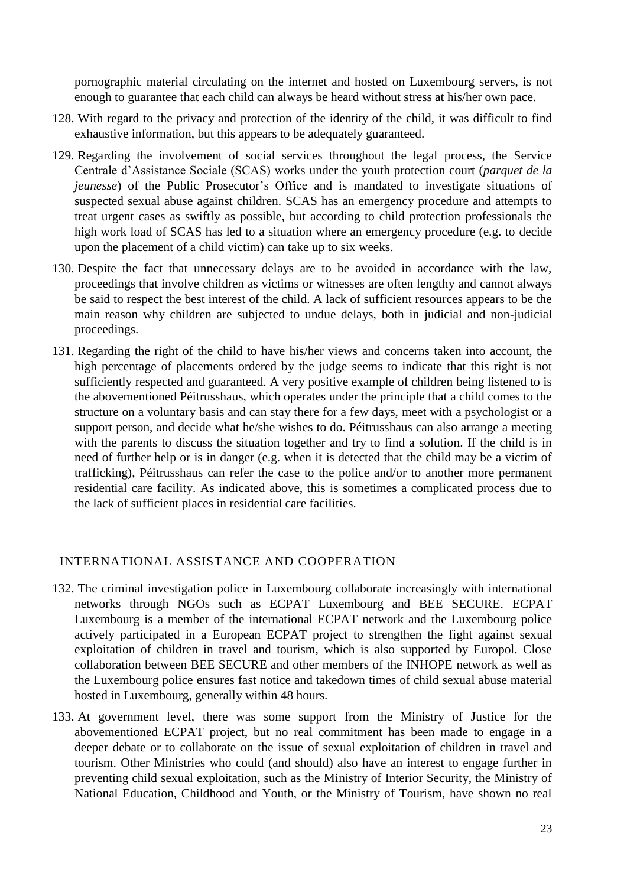pornographic material circulating on the internet and hosted on Luxembourg servers, is not enough to guarantee that each child can always be heard without stress at his/her own pace.

128. With regard to the privacy and protection of the identity of the child, it was difficult to find exhaustive information, but this appears to be adequately guaranteed.

129. Regarding the involvement of social services throughout the legal process, the Service Centrale d'Assistance Sociale (SCAS) works under the youth protection court (*parquet de la jeunesse*) of the Public Prosecutor's Office and is mandated to investigate situations of suspected sexual abuse against children. SCAS has an emergency procedure and attempts to treat urgent cases as swiftly as possible, but according to child protection professionals the high work load of SCAS has led to a situation where an emergency procedure (e.g. to decide upon the placement of a child victim) can take up to six weeks.

130. Despite the fact that unnecessary delays are to be avoided in accordance with the law, proceedings that involve children as victims or witnesses are often lengthy and cannot always be said to respect the best interest of the child. A lack of sufficient resources appears to be the main reason why children are subjected to undue delays, both in judicial and non-judicial proceedings.

131. Regarding the right of the child to have his/her views and concerns taken into account, the high percentage of placements ordered by the judge seems to indicate that this right is not sufficiently respected and guaranteed. A very positive example of children being listened to is the abovementioned Péitrusshaus, which operates under the principle that a child comes to the structure on a voluntary basis and can stay there for a few days, meet with a psychologist or a support person, and decide what he/she wishes to do. Péitrusshaus can also arrange a meeting with the parents to discuss the situation together and try to find a solution. If the child is in need of further help or is in danger (e.g. when it is detected that the child may be a victim of trafficking), Péitrusshaus can refer the case to the police and/or to another more permanent residential care facility. As indicated above, this is sometimes a complicated process due to the lack of sufficient places in residential care facilities.

## INTERNATIONAL ASSISTANCE AND COOPERATION

132. The criminal investigation police in Luxembourg collaborate increasingly with international networks through NGOs such as ECPAT Luxembourg and BEE SECURE. ECPAT Luxembourg is a member of the international ECPAT network and the Luxembourg police actively participated in a European ECPAT project to strengthen the fight against sexual exploitation of children in travel and tourism, which is also supported by Europol. Close collaboration between BEE SECURE and other members of the INHOPE network as well as the Luxembourg police ensures fast notice and takedown times of child sexual abuse material hosted in Luxembourg, generally within 48 hours.

133. At government level, there was some support from the Ministry of Justice for the abovementioned ECPAT project, but no real commitment has been made to engage in a deeper debate or to collaborate on the issue of sexual exploitation of children in travel and tourism. Other Ministries who could (and should) also have an interest to engage further in preventing child sexual exploitation, such as the Ministry of Interior Security, the Ministry of National Education, Childhood and Youth, or the Ministry of Tourism, have shown no real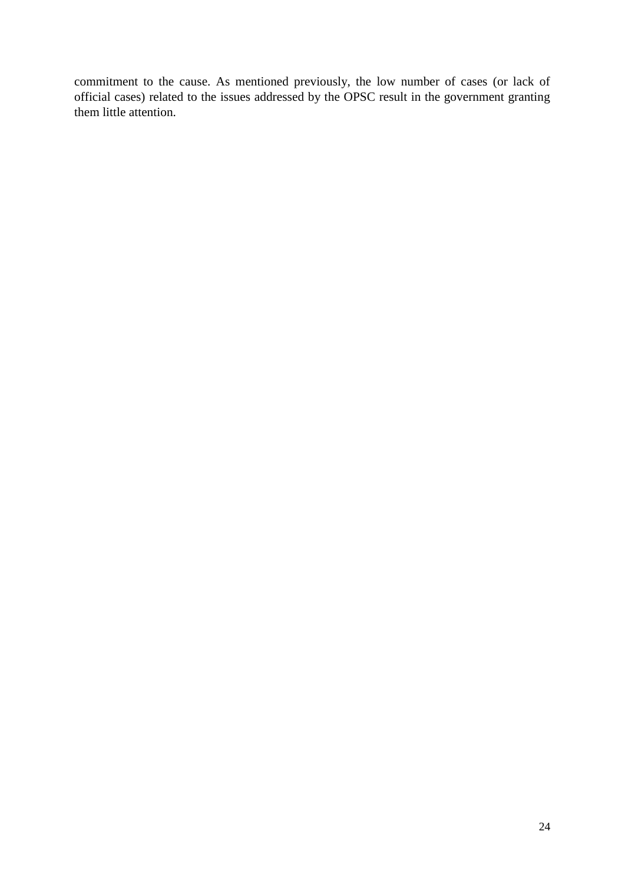commitment to the cause. As mentioned previously, the low number of cases (or lack of official cases) related to the issues addressed by the OPSC result in the government granting them little attention.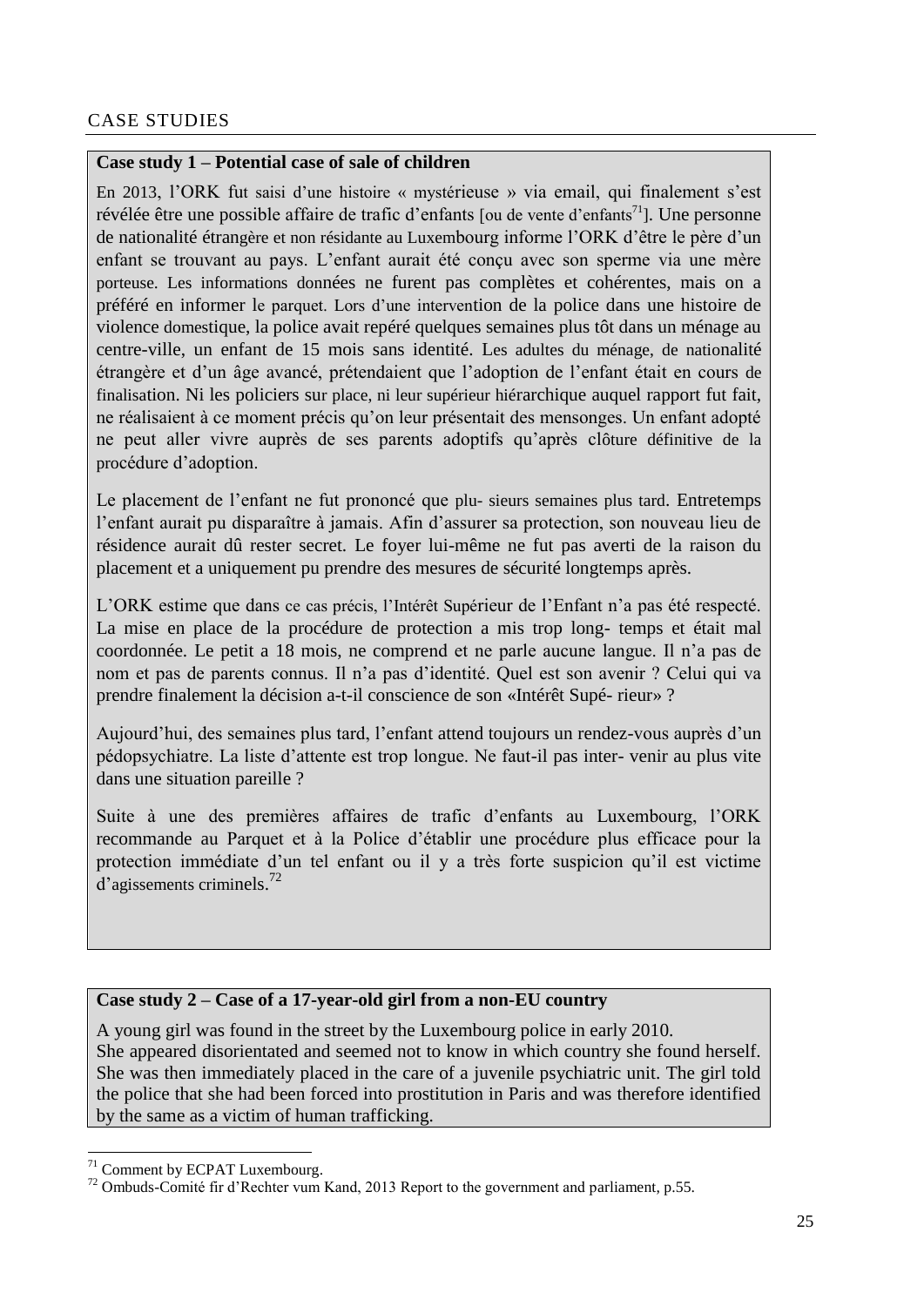CASE STUDIES

**Case study 1 – Potential case of sale of children**

En 2013, l'ORK fut saisi d'une histoire « mystérieuse » via email, qui finalement s'est révélée être une possible affaire de trafic d'enfants [ou de vente d'enfants[71]]. Une personne de nationalité étrangère et non résidante au Luxembourg informe l'ORK d'être le père d'un enfant se trouvant au pays. L'enfant aurait été conçu avec son sperme via une mère porteuse. Les informations données ne furent pas complètes et cohérentes, mais on a préféré en informer le parquet. Lors d'une intervention de la police dans une histoire de violence domestique, la police avait repéré quelques semaines plus tôt dans un ménage au centre-ville, un enfant de 15 mois sans identité. Les adultes du ménage, de nationalité étrangère et d'un âge avancé, prétendaient que l'adoption de l'enfant était en cours de finalisation. Ni les policiers sur place, ni leur supérieur hiérarchique auquel rapport fut fait, ne réalisaient à ce moment précis qu'on leur présentait des mensonges. Un enfant adopté ne peut aller vivre auprès de ses parents adoptifs qu'après clôture définitive de la procédure d'adoption.

Le placement de l'enfant ne fut prononcé que plu- sieurs semaines plus tard. Entretemps l'enfant aurait pu disparaître à jamais. Afin d'assurer sa protection, son nouveau lieu de résidence aurait dû rester secret. Le foyer lui-même ne fut pas averti de la raison du placement et a uniquement pu prendre des mesures de sécurité longtemps après.

L'ORK estime que dans ce cas précis, l'Intérêt Supérieur de l'Enfant n'a pas été respecté. La mise en place de la procédure de protection a mis trop long- temps et était mal coordonnée. Le petit a 18 mois, ne comprend et ne parle aucune langue. Il n'a pas de nom et pas de parents connus. Il n'a pas d'identité. Quel est son avenir ? Celui qui va prendre finalement la décision a-t-il conscience de son «Intérêt Supé- rieur» ?

Aujourd'hui, des semaines plus tard, l'enfant attend toujours un rendez-vous auprès d'un pédopsychiatre. La liste d'attente est trop longue. Ne faut-il pas inter- venir au plus vite dans une situation pareille ?

Suite à une des premières affaires de trafic d'enfants au Luxembourg, l'ORK recommande au Parquet et à la Police d'établir une procédure plus efficace pour la protection immédiate d'un tel enfant ou il y a très forte suspicion qu'il est victime d'agissements criminels.[72]

**Case study 2 – Case of a 17-year-old girl from a non-EU country**

A young girl was found in the street by the Luxembourg police in early 2010.
She appeared disorientated and seemed not to know in which country she found herself. She was then immediately placed in the care of a juvenile psychiatric unit. The girl told the police that she had been forced into prostitution in Paris and was therefore identified by the same as a victim of human trafficking.

---

[71] Comment by ECPAT Luxembourg.

[72] Ombuds-Comité fir d'Rechter vum Kand, 2013 Report to the government and parliament, p.55.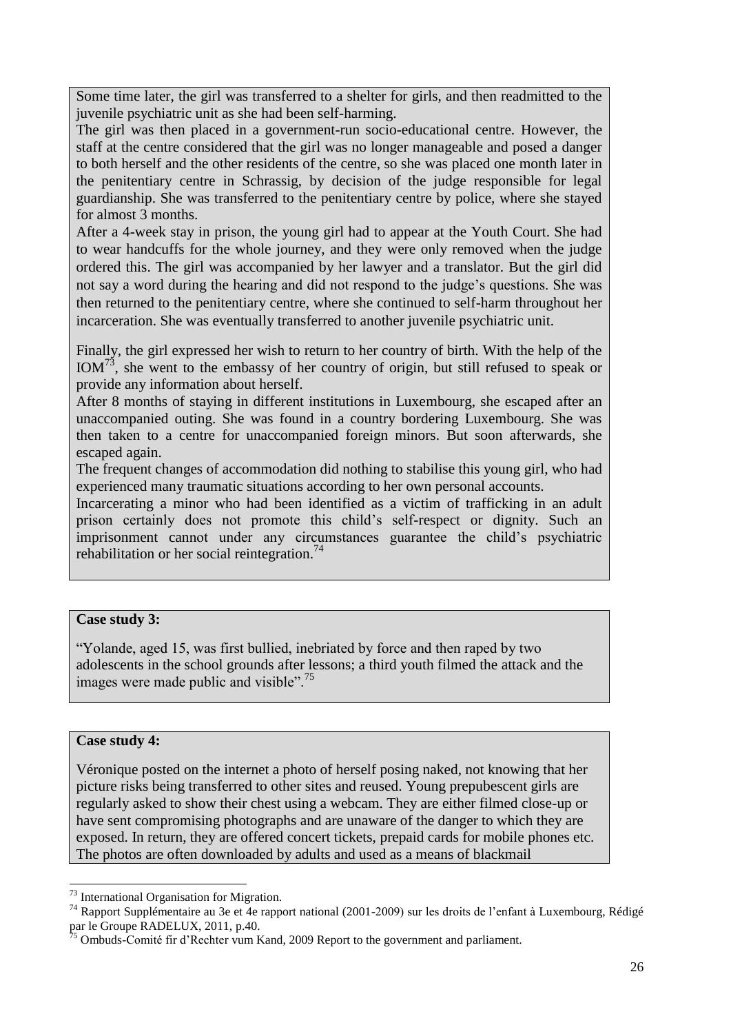Some time later, the girl was transferred to a shelter for girls, and then readmitted to the juvenile psychiatric unit as she had been self-harming.

The girl was then placed in a government-run socio-educational centre. However, the staff at the centre considered that the girl was no longer manageable and posed a danger to both herself and the other residents of the centre, so she was placed one month later in the penitentiary centre in Schrassig, by decision of the judge responsible for legal guardianship. She was transferred to the penitentiary centre by police, where she stayed for almost 3 months.

After a 4-week stay in prison, the young girl had to appear at the Youth Court. She had to wear handcuffs for the whole journey, and they were only removed when the judge ordered this. The girl was accompanied by her lawyer and a translator. But the girl did not say a word during the hearing and did not respond to the judge's questions. She was then returned to the penitentiary centre, where she continued to self-harm throughout her incarceration. She was eventually transferred to another juvenile psychiatric unit.

Finally, the girl expressed her wish to return to her country of birth. With the help of the IOM[73], she went to the embassy of her country of origin, but still refused to speak or provide any information about herself.

After 8 months of staying in different institutions in Luxembourg, she escaped after an unaccompanied outing. She was found in a country bordering Luxembourg. She was then taken to a centre for unaccompanied foreign minors. But soon afterwards, she escaped again.

The frequent changes of accommodation did nothing to stabilise this young girl, who had experienced many traumatic situations according to her own personal accounts.

Incarcerating a minor who had been identified as a victim of trafficking in an adult prison certainly does not promote this child's self-respect or dignity. Such an imprisonment cannot under any circumstances guarantee the child's psychiatric rehabilitation or her social reintegration.[74]

**Case study 3:**

"Yolande, aged 15, was first bullied, inebriated by force and then raped by two adolescents in the school grounds after lessons; a third youth filmed the attack and the images were made public and visible".[75]

**Case study 4:**

Véronique posted on the internet a photo of herself posing naked, not knowing that her picture risks being transferred to other sites and reused. Young prepubescent girls are regularly asked to show their chest using a webcam. They are either filmed close-up or have sent compromising photographs and are unaware of the danger to which they are exposed. In return, they are offered concert tickets, prepaid cards for mobile phones etc. The photos are often downloaded by adults and used as a means of blackmail

---

[73] International Organisation for Migration.

[74] Rapport Supplémentaire au 3e et 4e rapport national (2001-2009) sur les droits de l'enfant à Luxembourg, Rédigé par le Groupe RADELUX, 2011, p.40.

[75] Ombuds-Comité fir d'Rechter vum Kand, 2009 Report to the government and parliament.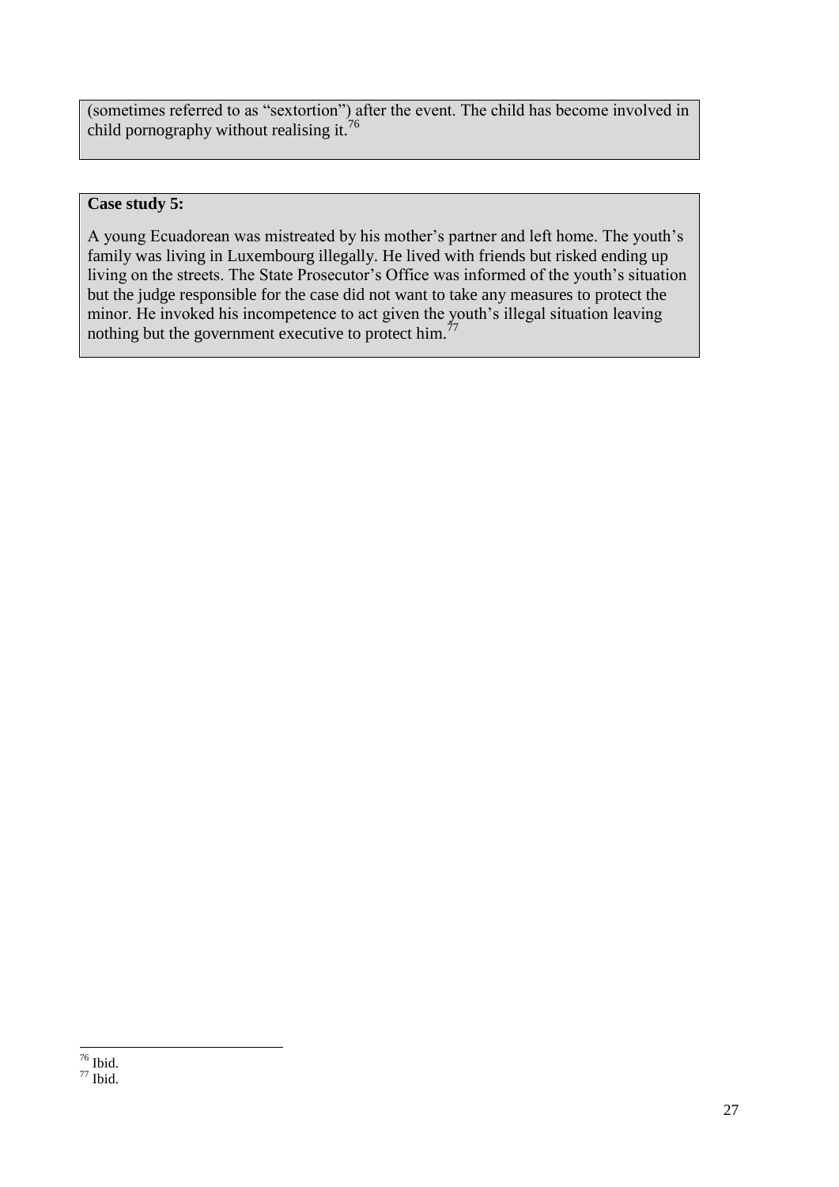(sometimes referred to as "sextortion") after the event. The child has become involved in child pornography without realising it.[76]

**Case study 5:**

A young Ecuadorean was mistreated by his mother's partner and left home. The youth's family was living in Luxembourg illegally. He lived with friends but risked ending up living on the streets. The State Prosecutor's Office was informed of the youth's situation but the judge responsible for the case did not want to take any measures to protect the minor. He invoked his incompetence to act given the youth's illegal situation leaving nothing but the government executive to protect him.[77]

---

[76] Ibid.
[77] Ibid.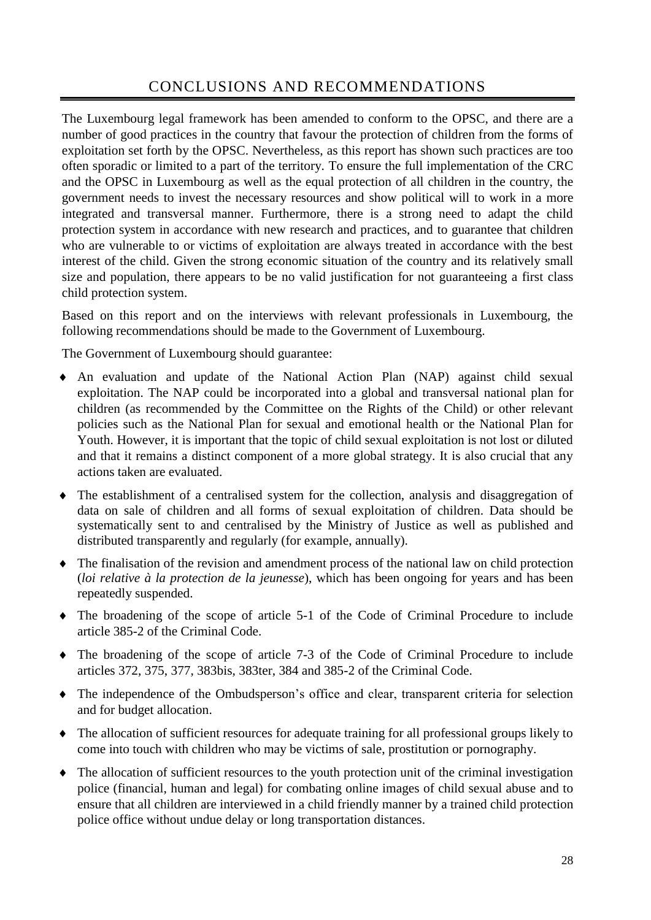# CONCLUSIONS AND RECOMMENDATIONS

The Luxembourg legal framework has been amended to conform to the OPSC, and there are a number of good practices in the country that favour the protection of children from the forms of exploitation set forth by the OPSC. Nevertheless, as this report has shown such practices are too often sporadic or limited to a part of the territory. To ensure the full implementation of the CRC and the OPSC in Luxembourg as well as the equal protection of all children in the country, the government needs to invest the necessary resources and show political will to work in a more integrated and transversal manner. Furthermore, there is a strong need to adapt the child protection system in accordance with new research and practices, and to guarantee that children who are vulnerable to or victims of exploitation are always treated in accordance with the best interest of the child. Given the strong economic situation of the country and its relatively small size and population, there appears to be no valid justification for not guaranteeing a first class child protection system.

Based on this report and on the interviews with relevant professionals in Luxembourg, the following recommendations should be made to the Government of Luxembourg.

The Government of Luxembourg should guarantee:

- An evaluation and update of the National Action Plan (NAP) against child sexual exploitation. The NAP could be incorporated into a global and transversal national plan for children (as recommended by the Committee on the Rights of the Child) or other relevant policies such as the National Plan for sexual and emotional health or the National Plan for Youth. However, it is important that the topic of child sexual exploitation is not lost or diluted and that it remains a distinct component of a more global strategy. It is also crucial that any actions taken are evaluated.
- The establishment of a centralised system for the collection, analysis and disaggregation of data on sale of children and all forms of sexual exploitation of children. Data should be systematically sent to and centralised by the Ministry of Justice as well as published and distributed transparently and regularly (for example, annually).
- The finalisation of the revision and amendment process of the national law on child protection (*loi relative à la protection de la jeunesse*), which has been ongoing for years and has been repeatedly suspended.
- The broadening of the scope of article 5-1 of the Code of Criminal Procedure to include article 385-2 of the Criminal Code.
- The broadening of the scope of article 7-3 of the Code of Criminal Procedure to include articles 372, 375, 377, 383bis, 383ter, 384 and 385-2 of the Criminal Code.
- The independence of the Ombudsperson's office and clear, transparent criteria for selection and for budget allocation.
- The allocation of sufficient resources for adequate training for all professional groups likely to come into touch with children who may be victims of sale, prostitution or pornography.
- The allocation of sufficient resources to the youth protection unit of the criminal investigation police (financial, human and legal) for combating online images of child sexual abuse and to ensure that all children are interviewed in a child friendly manner by a trained child protection police office without undue delay or long transportation distances.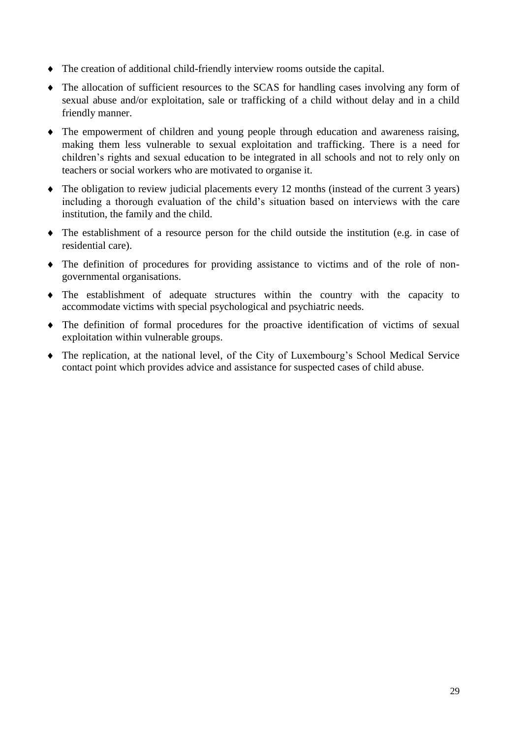- The creation of additional child-friendly interview rooms outside the capital.
- The allocation of sufficient resources to the SCAS for handling cases involving any form of sexual abuse and/or exploitation, sale or trafficking of a child without delay and in a child friendly manner.
- The empowerment of children and young people through education and awareness raising, making them less vulnerable to sexual exploitation and trafficking. There is a need for children's rights and sexual education to be integrated in all schools and not to rely only on teachers or social workers who are motivated to organise it.
- The obligation to review judicial placements every 12 months (instead of the current 3 years) including a thorough evaluation of the child's situation based on interviews with the care institution, the family and the child.
- The establishment of a resource person for the child outside the institution (e.g. in case of residential care).
- The definition of procedures for providing assistance to victims and of the role of non-governmental organisations.
- The establishment of adequate structures within the country with the capacity to accommodate victims with special psychological and psychiatric needs.
- The definition of formal procedures for the proactive identification of victims of sexual exploitation within vulnerable groups.
- The replication, at the national level, of the City of Luxembourg's School Medical Service contact point which provides advice and assistance for suspected cases of child abuse.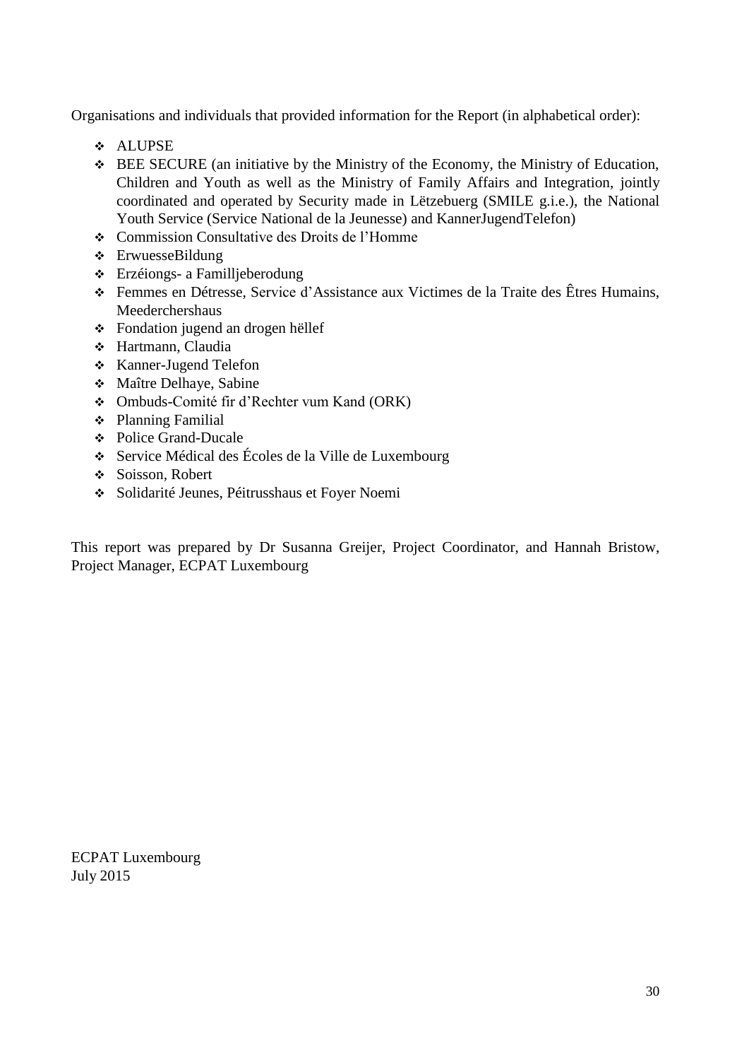Organisations and individuals that provided information for the Report (in alphabetical order):

- ALUPSE
- BEE SECURE (an initiative by the Ministry of the Economy, the Ministry of Education, Children and Youth as well as the Ministry of Family Affairs and Integration, jointly coordinated and operated by Security made in Lëtzebuerg (SMILE g.i.e.), the National Youth Service (Service National de la Jeunesse) and KannerJugendTelefon)
- Commission Consultative des Droits de l'Homme
- ErwuesseBildung
- Erzéiongs- a Familljeberodung
- Femmes en Détresse, Service d'Assistance aux Victimes de la Traite des Êtres Humains, Meederchershaus
- Fondation jugend an drogen hëllef
- Hartmann, Claudia
- Kanner-Jugend Telefon
- Maître Delhaye, Sabine
- Ombuds-Comité fir d'Rechter vum Kand (ORK)
- Planning Familial
- Police Grand-Ducale
- Service Médical des Écoles de la Ville de Luxembourg
- Soisson, Robert
- Solidarité Jeunes, Péitrusshaus et Foyer Noemi

This report was prepared by Dr Susanna Greijer, Project Coordinator, and Hannah Bristow, Project Manager, ECPAT Luxembourg

ECPAT Luxembourg
July 2015